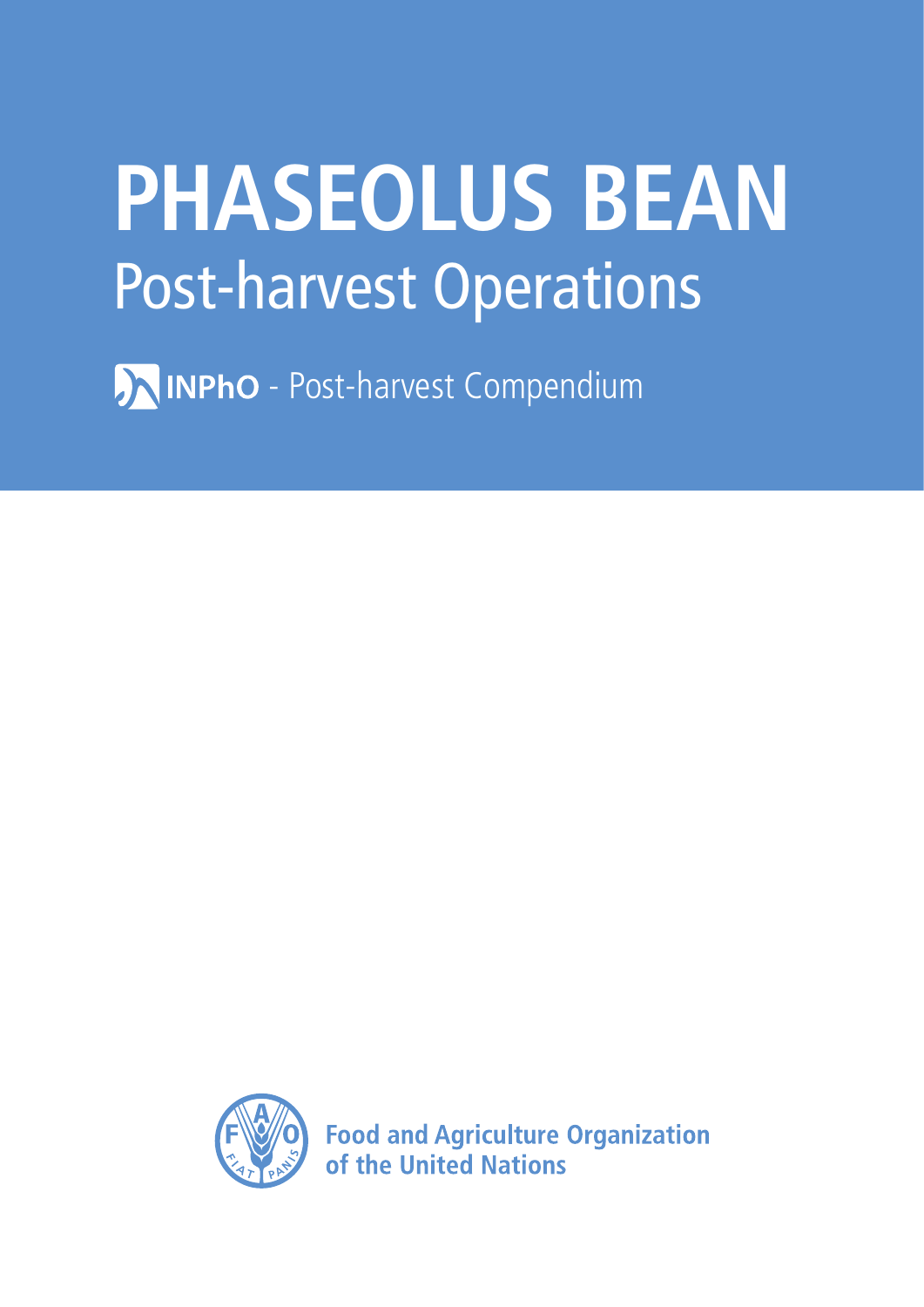# PHASEOLUS BEAN

## Post-harvest Operations

**INPhO** - Post-harvest Compendium

**Food and Agriculture Organization of the United Nations**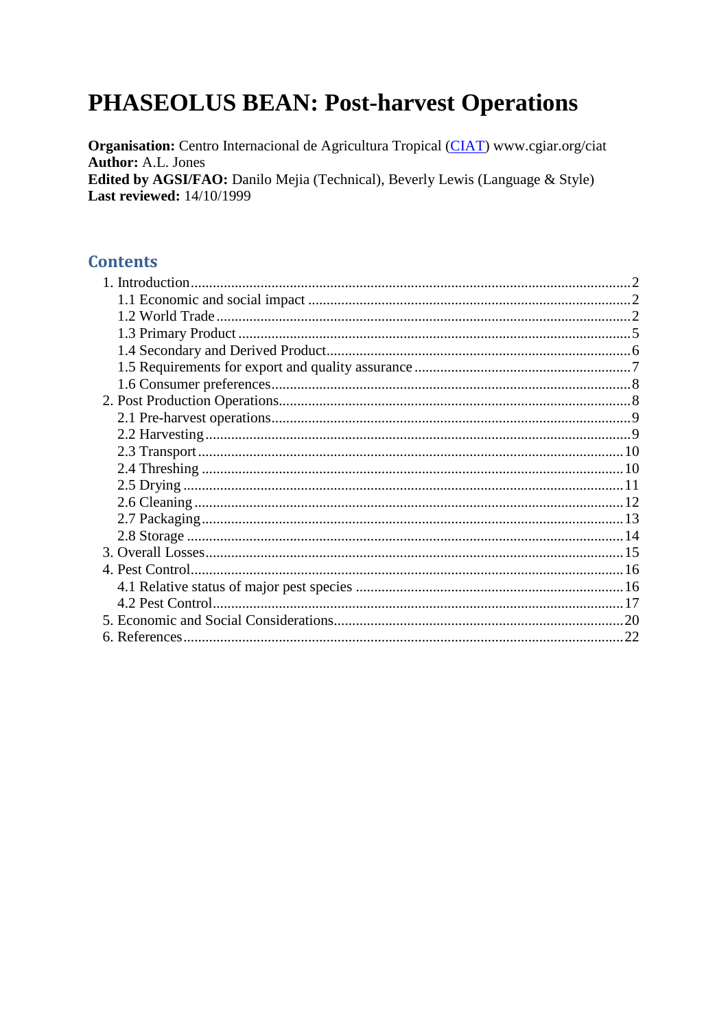# PHASEOLUS BEAN: Post-harvest Operations

**Organisation:** Centro Internacional de Agricultura Tropical (CIAT) www.cgiar.org/ciat
**Author:** A.L. Jones
**Edited by AGSI/FAO:** Danilo Mejia (Technical), Beverly Lewis (Language & Style)
**Last reviewed:** 14/10/1999

## Contents

1. Introduction....2
   - 1.1 Economic and social impact....2
   - 1.2 World Trade....2
   - 1.3 Primary Product....5
   - 1.4 Secondary and Derived Product....6
   - 1.5 Requirements for export and quality assurance....7
   - 1.6 Consumer preferences....8
2. Post Production Operations....8
   - 2.1 Pre-harvest operations....9
   - 2.2 Harvesting....9
   - 2.3 Transport....10
   - 2.4 Threshing....10
   - 2.5 Drying....11
   - 2.6 Cleaning....12
   - 2.7 Packaging....13
   - 2.8 Storage....14
3. Overall Losses....15
4. Pest Control....16
   - 4.1 Relative status of major pest species....16
   - 4.2 Pest Control....17
5. Economic and Social Considerations....20
6. References....22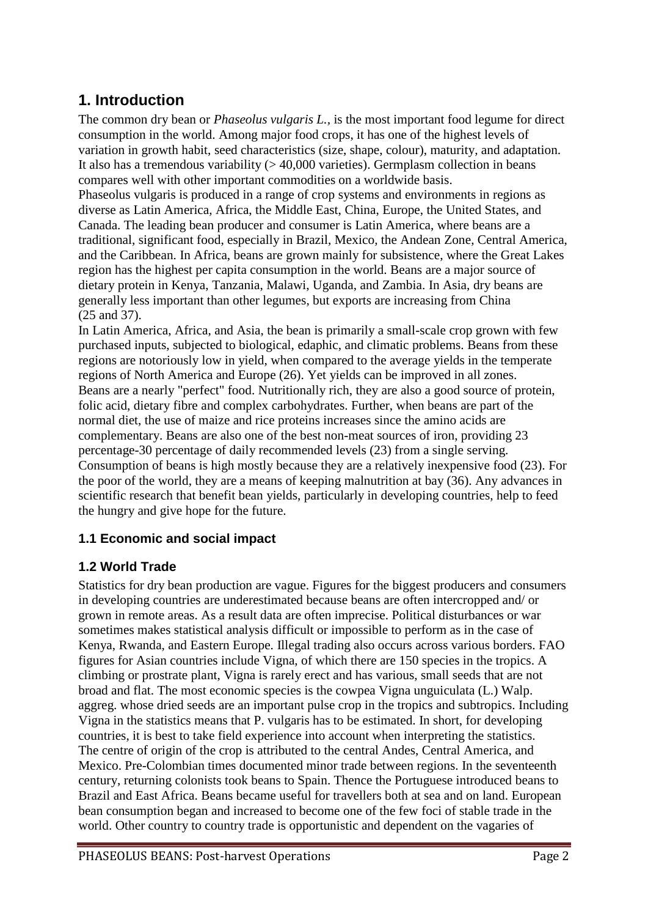# 1. Introduction

The common dry bean or *Phaseolus vulgaris L.*, is the most important food legume for direct consumption in the world. Among major food crops, it has one of the highest levels of variation in growth habit, seed characteristics (size, shape, colour), maturity, and adaptation. It also has a tremendous variability (> 40,000 varieties). Germplasm collection in beans compares well with other important commodities on a worldwide basis.

Phaseolus vulgaris is produced in a range of crop systems and environments in regions as diverse as Latin America, Africa, the Middle East, China, Europe, the United States, and Canada. The leading bean producer and consumer is Latin America, where beans are a traditional, significant food, especially in Brazil, Mexico, the Andean Zone, Central America, and the Caribbean. In Africa, beans are grown mainly for subsistence, where the Great Lakes region has the highest per capita consumption in the world. Beans are a major source of dietary protein in Kenya, Tanzania, Malawi, Uganda, and Zambia. In Asia, dry beans are generally less important than other legumes, but exports are increasing from China (25 and 37).

In Latin America, Africa, and Asia, the bean is primarily a small-scale crop grown with few purchased inputs, subjected to biological, edaphic, and climatic problems. Beans from these regions are notoriously low in yield, when compared to the average yields in the temperate regions of North America and Europe (26). Yet yields can be improved in all zones.

Beans are a nearly "perfect" food. Nutritionally rich, they are also a good source of protein, folic acid, dietary fibre and complex carbohydrates. Further, when beans are part of the normal diet, the use of maize and rice proteins increases since the amino acids are complementary. Beans are also one of the best non-meat sources of iron, providing 23 percentage-30 percentage of daily recommended levels (23) from a single serving. Consumption of beans is high mostly because they are a relatively inexpensive food (23). For the poor of the world, they are a means of keeping malnutrition at bay (36). Any advances in scientific research that benefit bean yields, particularly in developing countries, help to feed the hungry and give hope for the future.

## 1.1 Economic and social impact

## 1.2 World Trade

Statistics for dry bean production are vague. Figures for the biggest producers and consumers in developing countries are underestimated because beans are often intercropped and/ or grown in remote areas. As a result data are often imprecise. Political disturbances or war sometimes makes statistical analysis difficult or impossible to perform as in the case of Kenya, Rwanda, and Eastern Europe. Illegal trading also occurs across various borders. FAO figures for Asian countries include Vigna, of which there are 150 species in the tropics. A climbing or prostrate plant, Vigna is rarely erect and has various, small seeds that are not broad and flat. The most economic species is the cowpea Vigna unguiculata (L.) Walp. aggreg. whose dried seeds are an important pulse crop in the tropics and subtropics. Including Vigna in the statistics means that P. vulgaris has to be estimated. In short, for developing countries, it is best to take field experience into account when interpreting the statistics.

The centre of origin of the crop is attributed to the central Andes, Central America, and Mexico. Pre-Colombian times documented minor trade between regions. In the seventeenth century, returning colonists took beans to Spain. Thence the Portuguese introduced beans to Brazil and East Africa. Beans became useful for travellers both at sea and on land. European bean consumption began and increased to become one of the few foci of stable trade in the world. Other country to country trade is opportunistic and dependent on the vagaries of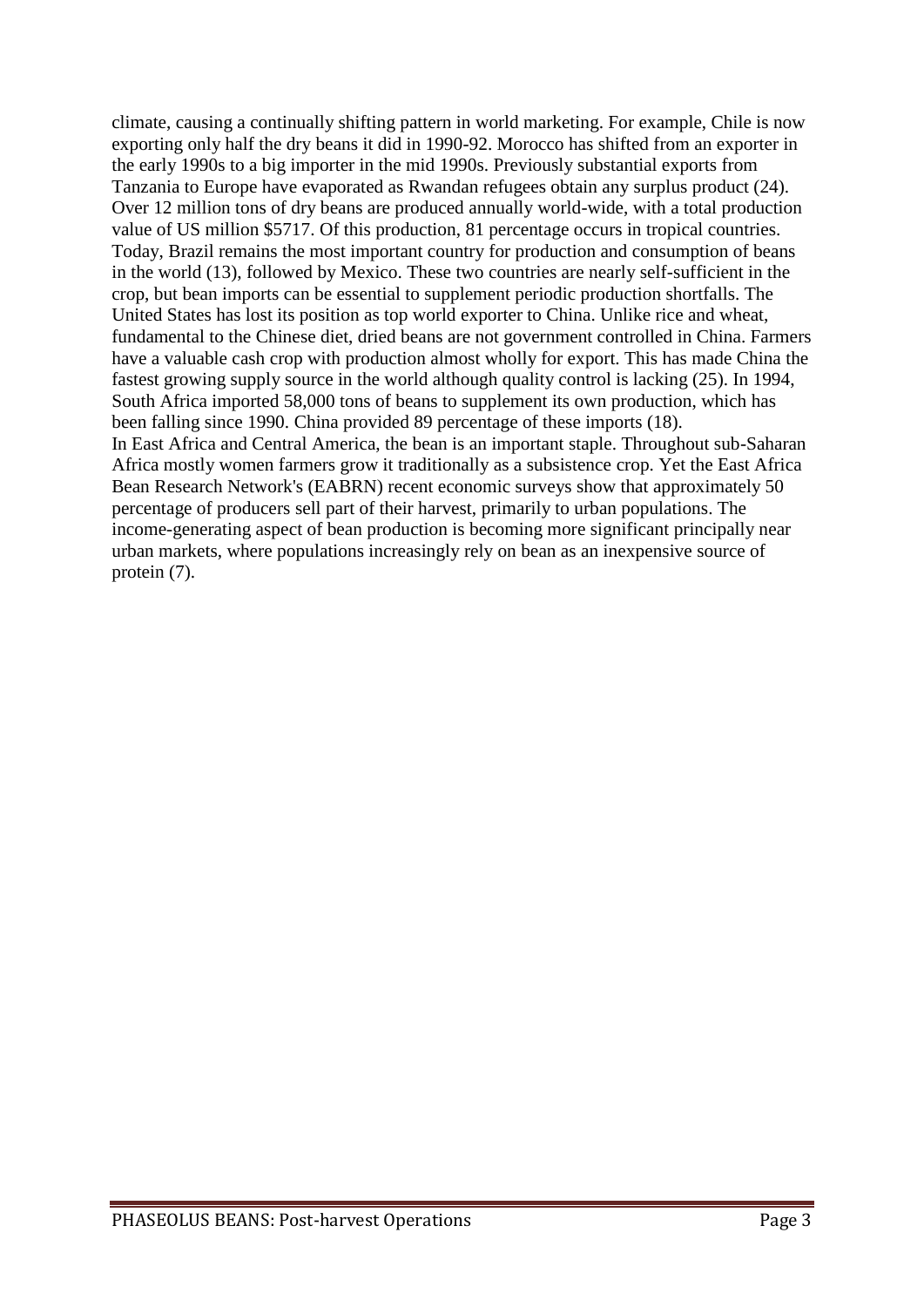climate, causing a continually shifting pattern in world marketing. For example, Chile is now exporting only half the dry beans it did in 1990-92. Morocco has shifted from an exporter in the early 1990s to a big importer in the mid 1990s. Previously substantial exports from Tanzania to Europe have evaporated as Rwandan refugees obtain any surplus product (24). Over 12 million tons of dry beans are produced annually world-wide, with a total production value of US million $5717. Of this production, 81 percentage occurs in tropical countries. Today, Brazil remains the most important country for production and consumption of beans in the world (13), followed by Mexico. These two countries are nearly self-sufficient in the crop, but bean imports can be essential to supplement periodic production shortfalls. The United States has lost its position as top world exporter to China. Unlike rice and wheat, fundamental to the Chinese diet, dried beans are not government controlled in China. Farmers have a valuable cash crop with production almost wholly for export. This has made China the fastest growing supply source in the world although quality control is lacking (25). In 1994, South Africa imported 58,000 tons of beans to supplement its own production, which has been falling since 1990. China provided 89 percentage of these imports (18).

In East Africa and Central America, the bean is an important staple. Throughout sub-Saharan Africa mostly women farmers grow it traditionally as a subsistence crop. Yet the East Africa Bean Research Network's (EABRN) recent economic surveys show that approximately 50 percentage of producers sell part of their harvest, primarily to urban populations. The income-generating aspect of bean production is becoming more significant principally near urban markets, where populations increasingly rely on bean as an inexpensive source of protein (7).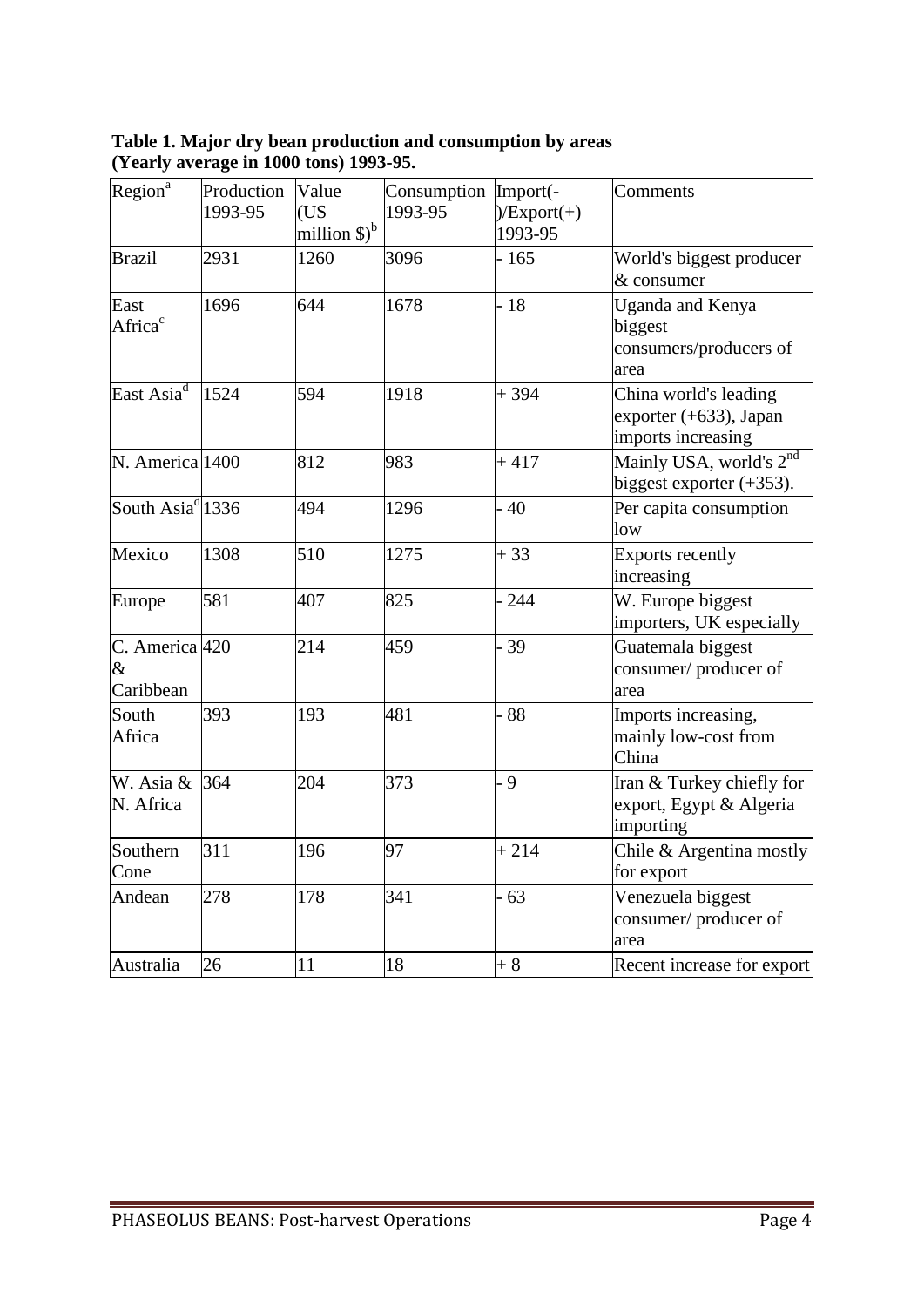**Table 1. Major dry bean production and consumption by areas (Yearly average in 1000 tons) 1993-95.**

| Region[a] | Production 1993-95 | Value (US million $)[b] | Consumption 1993-95 | Import(-)/Export(+) 1993-95 | Comments |
|---|---|---|---|---|---|
| Brazil | 2931 | 1260 | 3096 | - 165 | World's biggest producer & consumer |
| East Africa[c] | 1696 | 644 | 1678 | - 18 | Uganda and Kenya biggest consumers/producers of area |
| East Asia[d] | 1524 | 594 | 1918 | + 394 | China world's leading exporter (+633), Japan imports increasing |
| N. America | 1400 | 812 | 983 | + 417 | Mainly USA, world's 2nd biggest exporter (+353). |
| South Asia[d] | 1336 | 494 | 1296 | - 40 | Per capita consumption low |
| Mexico | 1308 | 510 | 1275 | + 33 | Exports recently increasing |
| Europe | 581 | 407 | 825 | - 244 | W. Europe biggest importers, UK especially |
| C. America & Caribbean | 420 | 214 | 459 | - 39 | Guatemala biggest consumer/ producer of area |
| South Africa | 393 | 193 | 481 | - 88 | Imports increasing, mainly low-cost from China |
| W. Asia & N. Africa | 364 | 204 | 373 | - 9 | Iran & Turkey chiefly for export, Egypt & Algeria importing |
| Southern Cone | 311 | 196 | 97 | + 214 | Chile & Argentina mostly for export |
| Andean | 278 | 178 | 341 | - 63 | Venezuela biggest consumer/ producer of area |
| Australia | 26 | 11 | 18 | + 8 | Recent increase for export |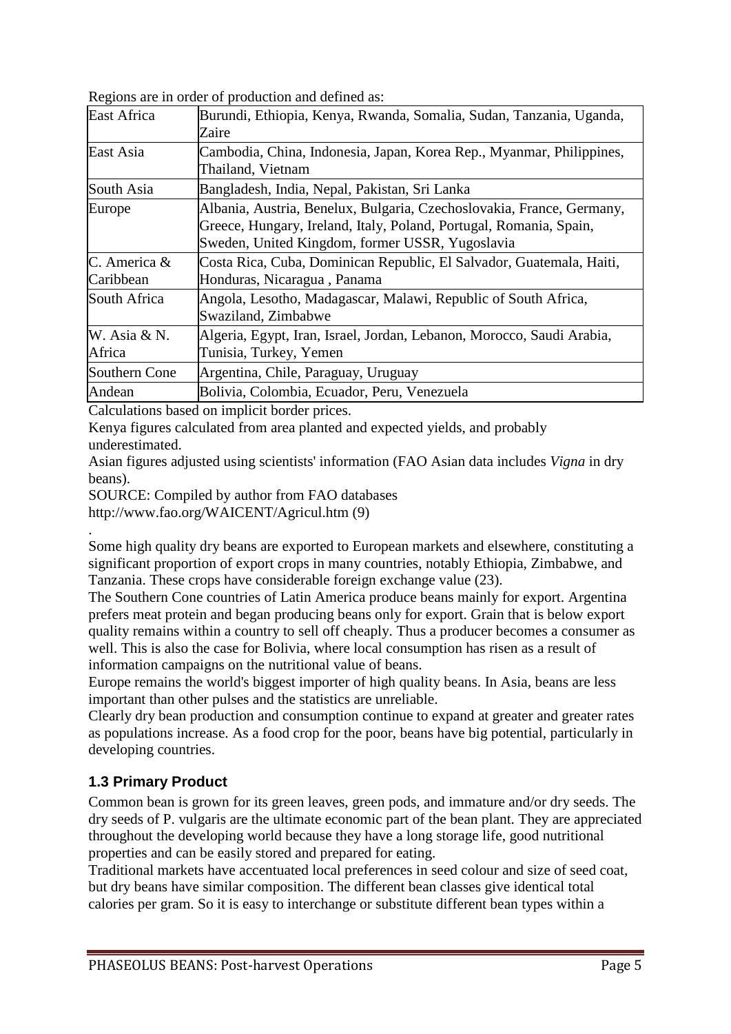Regions are in order of production and defined as:

| Region | Countries |
|---|---|
| East Africa | Burundi, Ethiopia, Kenya, Rwanda, Somalia, Sudan, Tanzania, Uganda, Zaire |
| East Asia | Cambodia, China, Indonesia, Japan, Korea Rep., Myanmar, Philippines, Thailand, Vietnam |
| South Asia | Bangladesh, India, Nepal, Pakistan, Sri Lanka |
| Europe | Albania, Austria, Benelux, Bulgaria, Czechoslovakia, France, Germany, Greece, Hungary, Ireland, Italy, Poland, Portugal, Romania, Spain, Sweden, United Kingdom, former USSR, Yugoslavia |
| C. America & Caribbean | Costa Rica, Cuba, Dominican Republic, El Salvador, Guatemala, Haiti, Honduras, Nicaragua , Panama |
| South Africa | Angola, Lesotho, Madagascar, Malawi, Republic of South Africa, Swaziland, Zimbabwe |
| W. Asia & N. Africa | Algeria, Egypt, Iran, Israel, Jordan, Lebanon, Morocco, Saudi Arabia, Tunisia, Turkey, Yemen |
| Southern Cone | Argentina, Chile, Paraguay, Uruguay |
| Andean | Bolivia, Colombia, Ecuador, Peru, Venezuela |

Calculations based on implicit border prices.

Kenya figures calculated from area planted and expected yields, and probably underestimated.

Asian figures adjusted using scientists' information (FAO Asian data includes *Vigna* in dry beans).

SOURCE: Compiled by author from FAO databases http://www.fao.org/WAICENT/Agricul.htm (9)

.

Some high quality dry beans are exported to European markets and elsewhere, constituting a significant proportion of export crops in many countries, notably Ethiopia, Zimbabwe, and Tanzania. These crops have considerable foreign exchange value (23).

The Southern Cone countries of Latin America produce beans mainly for export. Argentina prefers meat protein and began producing beans only for export. Grain that is below export quality remains within a country to sell off cheaply. Thus a producer becomes a consumer as well. This is also the case for Bolivia, where local consumption has risen as a result of information campaigns on the nutritional value of beans.

Europe remains the world's biggest importer of high quality beans. In Asia, beans are less important than other pulses and the statistics are unreliable.

Clearly dry bean production and consumption continue to expand at greater and greater rates as populations increase. As a food crop for the poor, beans have big potential, particularly in developing countries.

## 1.3 Primary Product

Common bean is grown for its green leaves, green pods, and immature and/or dry seeds. The dry seeds of P. vulgaris are the ultimate economic part of the bean plant. They are appreciated throughout the developing world because they have a long storage life, good nutritional properties and can be easily stored and prepared for eating.

Traditional markets have accentuated local preferences in seed colour and size of seed coat, but dry beans have similar composition. The different bean classes give identical total calories per gram. So it is easy to interchange or substitute different bean types within a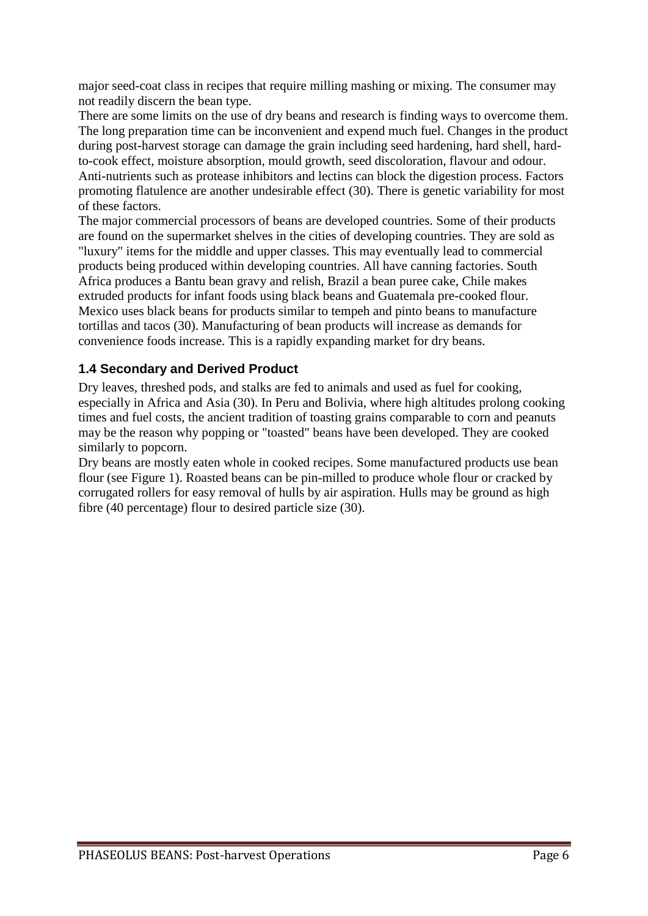major seed-coat class in recipes that require milling mashing or mixing. The consumer may not readily discern the bean type.

There are some limits on the use of dry beans and research is finding ways to overcome them. The long preparation time can be inconvenient and expend much fuel. Changes in the product during post-harvest storage can damage the grain including seed hardening, hard shell, hard-to-cook effect, moisture absorption, mould growth, seed discoloration, flavour and odour. Anti-nutrients such as protease inhibitors and lectins can block the digestion process. Factors promoting flatulence are another undesirable effect (30). There is genetic variability for most of these factors.

The major commercial processors of beans are developed countries. Some of their products are found on the supermarket shelves in the cities of developing countries. They are sold as "luxury" items for the middle and upper classes. This may eventually lead to commercial products being produced within developing countries. All have canning factories. South Africa produces a Bantu bean gravy and relish, Brazil a bean puree cake, Chile makes extruded products for infant foods using black beans and Guatemala pre-cooked flour. Mexico uses black beans for products similar to tempeh and pinto beans to manufacture tortillas and tacos (30). Manufacturing of bean products will increase as demands for convenience foods increase. This is a rapidly expanding market for dry beans.

## 1.4 Secondary and Derived Product

Dry leaves, threshed pods, and stalks are fed to animals and used as fuel for cooking, especially in Africa and Asia (30). In Peru and Bolivia, where high altitudes prolong cooking times and fuel costs, the ancient tradition of toasting grains comparable to corn and peanuts may be the reason why popping or "toasted" beans have been developed. They are cooked similarly to popcorn.

Dry beans are mostly eaten whole in cooked recipes. Some manufactured products use bean flour (see Figure 1). Roasted beans can be pin-milled to produce whole flour or cracked by corrugated rollers for easy removal of hulls by air aspiration. Hulls may be ground as high fibre (40 percentage) flour to desired particle size (30).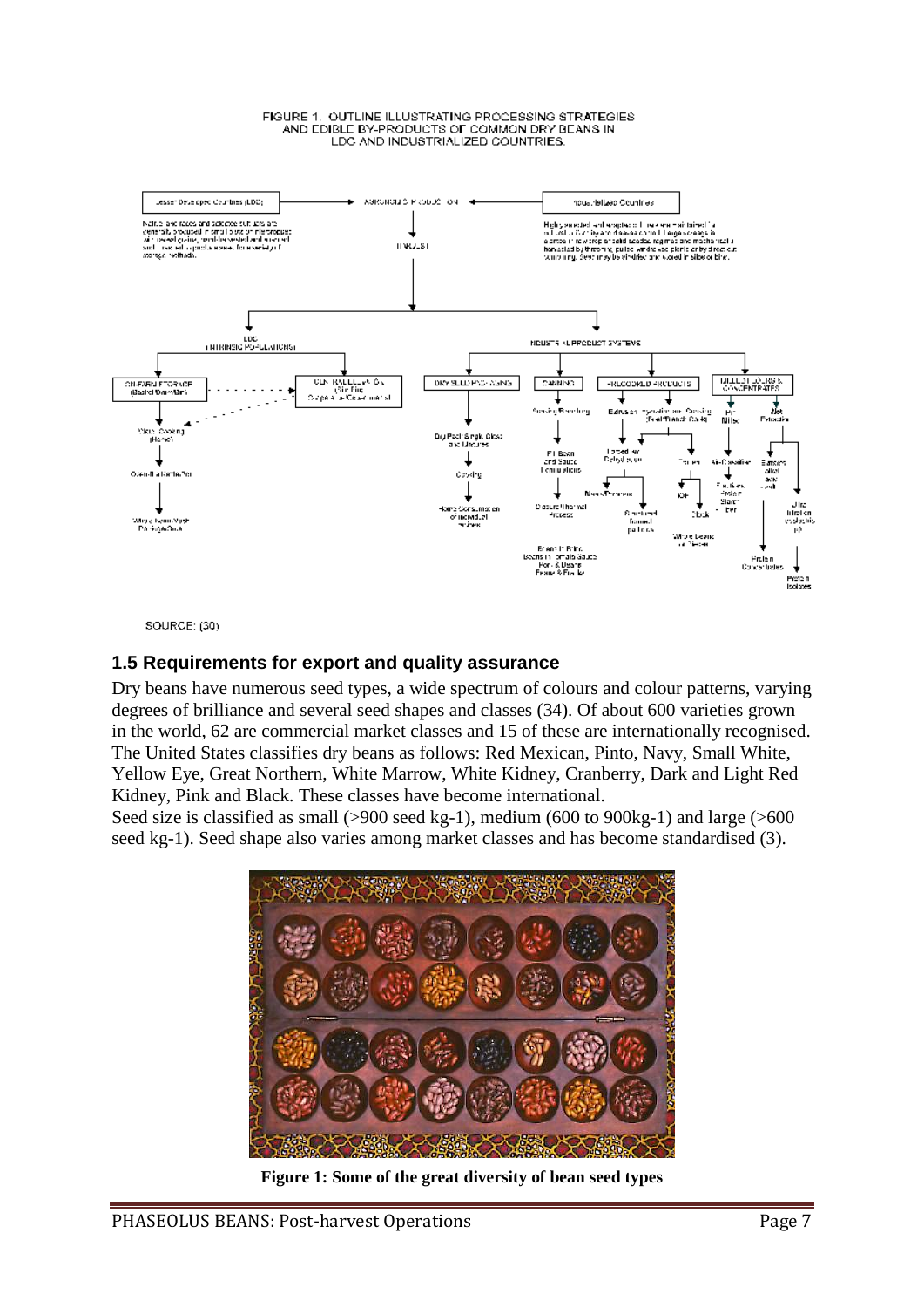FIGURE 1. OUTLINE ILLUSTRATING PROCESSING STRATEGIES AND EDIBLE BY-PRODUCTS OF COMMON DRY BEANS IN LDC AND INDUSTRIALIZED COUNTRIES.

SOURCE: (30)

### 1.5 Requirements for export and quality assurance

Dry beans have numerous seed types, a wide spectrum of colours and colour patterns, varying degrees of brilliance and several seed shapes and classes (34). Of about 600 varieties grown in the world, 62 are commercial market classes and 15 of these are internationally recognised. The United States classifies dry beans as follows: Red Mexican, Pinto, Navy, Small White, Yellow Eye, Great Northern, White Marrow, White Kidney, Cranberry, Dark and Light Red Kidney, Pink and Black. These classes have become international.

Seed size is classified as small (>900 seed kg-1), medium (600 to 900kg-1) and large (>600 seed kg-1). Seed shape also varies among market classes and has become standardised (3).

**Figure 1: Some of the great diversity of bean seed types**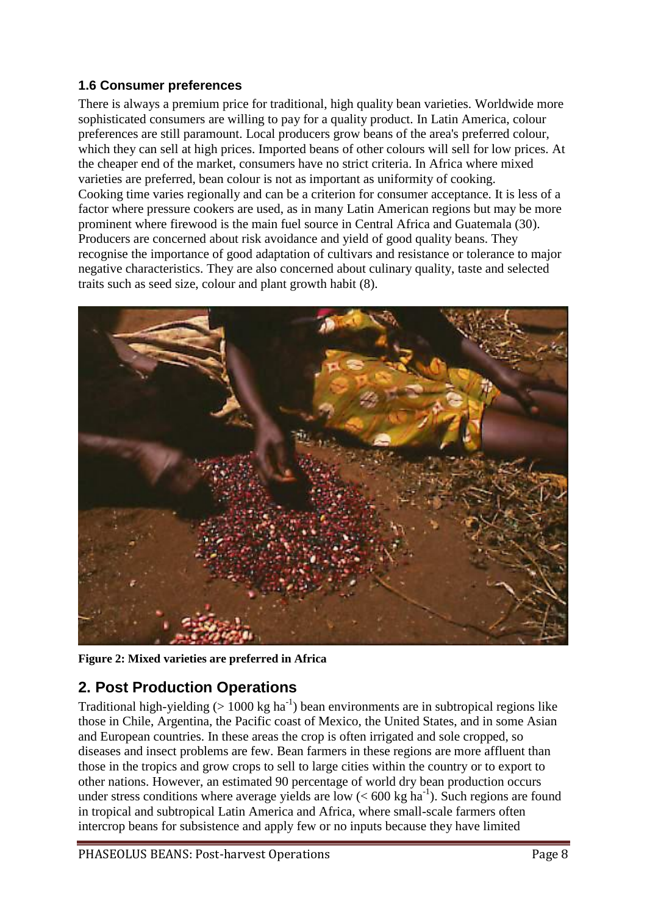### 1.6 Consumer preferences

There is always a premium price for traditional, high quality bean varieties. Worldwide more sophisticated consumers are willing to pay for a quality product. In Latin America, colour preferences are still paramount. Local producers grow beans of the area's preferred colour, which they can sell at high prices. Imported beans of other colours will sell for low prices. At the cheaper end of the market, consumers have no strict criteria. In Africa where mixed varieties are preferred, bean colour is not as important as uniformity of cooking.
Cooking time varies regionally and can be a criterion for consumer acceptance. It is less of a factor where pressure cookers are used, as in many Latin American regions but may be more prominent where firewood is the main fuel source in Central Africa and Guatemala (30).
Producers are concerned about risk avoidance and yield of good quality beans. They recognise the importance of good adaptation of cultivars and resistance or tolerance to major negative characteristics. They are also concerned about culinary quality, taste and selected traits such as seed size, colour and plant growth habit (8).

**Figure 2: Mixed varieties are preferred in Africa**

## 2. Post Production Operations

Traditional high-yielding (> 1000 kg $ha^{-1}$) bean environments are in subtropical regions like those in Chile, Argentina, the Pacific coast of Mexico, the United States, and in some Asian and European countries. In these areas the crop is often irrigated and sole cropped, so diseases and insect problems are few. Bean farmers in these regions are more affluent than those in the tropics and grow crops to sell to large cities within the country or to export to other nations. However, an estimated 90 percentage of world dry bean production occurs under stress conditions where average yields are low (< 600 kg $ha^{-1}$). Such regions are found in tropical and subtropical Latin America and Africa, where small-scale farmers often intercrop beans for subsistence and apply few or no inputs because they have limited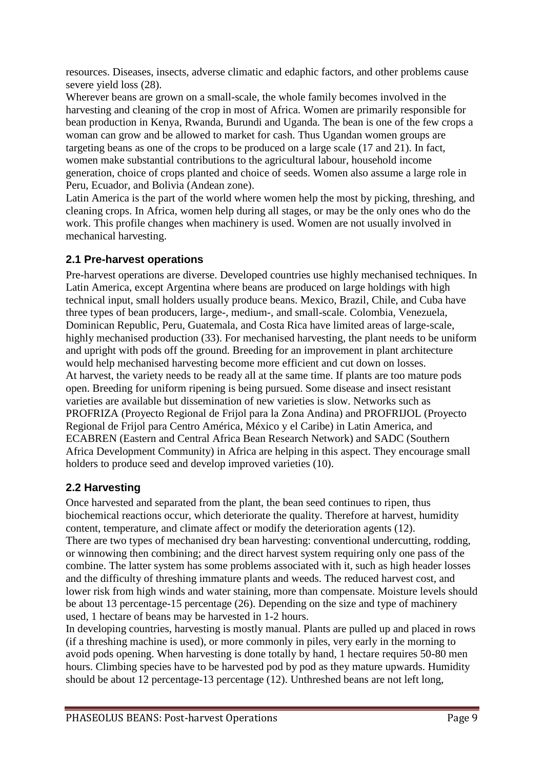resources. Diseases, insects, adverse climatic and edaphic factors, and other problems cause severe yield loss (28).

Wherever beans are grown on a small-scale, the whole family becomes involved in the harvesting and cleaning of the crop in most of Africa. Women are primarily responsible for bean production in Kenya, Rwanda, Burundi and Uganda. The bean is one of the few crops a woman can grow and be allowed to market for cash. Thus Ugandan women groups are targeting beans as one of the crops to be produced on a large scale (17 and 21). In fact, women make substantial contributions to the agricultural labour, household income generation, choice of crops planted and choice of seeds. Women also assume a large role in Peru, Ecuador, and Bolivia (Andean zone).

Latin America is the part of the world where women help the most by picking, threshing, and cleaning crops. In Africa, women help during all stages, or may be the only ones who do the work. This profile changes when machinery is used. Women are not usually involved in mechanical harvesting.

## 2.1 Pre-harvest operations

Pre-harvest operations are diverse. Developed countries use highly mechanised techniques. In Latin America, except Argentina where beans are produced on large holdings with high technical input, small holders usually produce beans. Mexico, Brazil, Chile, and Cuba have three types of bean producers, large-, medium-, and small-scale. Colombia, Venezuela, Dominican Republic, Peru, Guatemala, and Costa Rica have limited areas of large-scale, highly mechanised production (33). For mechanised harvesting, the plant needs to be uniform and upright with pods off the ground. Breeding for an improvement in plant architecture would help mechanised harvesting become more efficient and cut down on losses.

At harvest, the variety needs to be ready all at the same time. If plants are too mature pods open. Breeding for uniform ripening is being pursued. Some disease and insect resistant varieties are available but dissemination of new varieties is slow. Networks such as PROFRIZA (Proyecto Regional de Frijol para la Zona Andina) and PROFRIJOL (Proyecto Regional de Frijol para Centro América, México y el Caribe) in Latin America, and ECABREN (Eastern and Central Africa Bean Research Network) and SADC (Southern Africa Development Community) in Africa are helping in this aspect. They encourage small holders to produce seed and develop improved varieties (10).

## 2.2 Harvesting

Once harvested and separated from the plant, the bean seed continues to ripen, thus biochemical reactions occur, which deteriorate the quality. Therefore at harvest, humidity content, temperature, and climate affect or modify the deterioration agents (12).

There are two types of mechanised dry bean harvesting: conventional undercutting, rodding, or winnowing then combining; and the direct harvest system requiring only one pass of the combine. The latter system has some problems associated with it, such as high header losses and the difficulty of threshing immature plants and weeds. The reduced harvest cost, and lower risk from high winds and water staining, more than compensate. Moisture levels should be about 13 percentage-15 percentage (26). Depending on the size and type of machinery used, 1 hectare of beans may be harvested in 1-2 hours.

In developing countries, harvesting is mostly manual. Plants are pulled up and placed in rows (if a threshing machine is used), or more commonly in piles, very early in the morning to avoid pods opening. When harvesting is done totally by hand, 1 hectare requires 50-80 men hours. Climbing species have to be harvested pod by pod as they mature upwards. Humidity should be about 12 percentage-13 percentage (12). Unthreshed beans are not left long,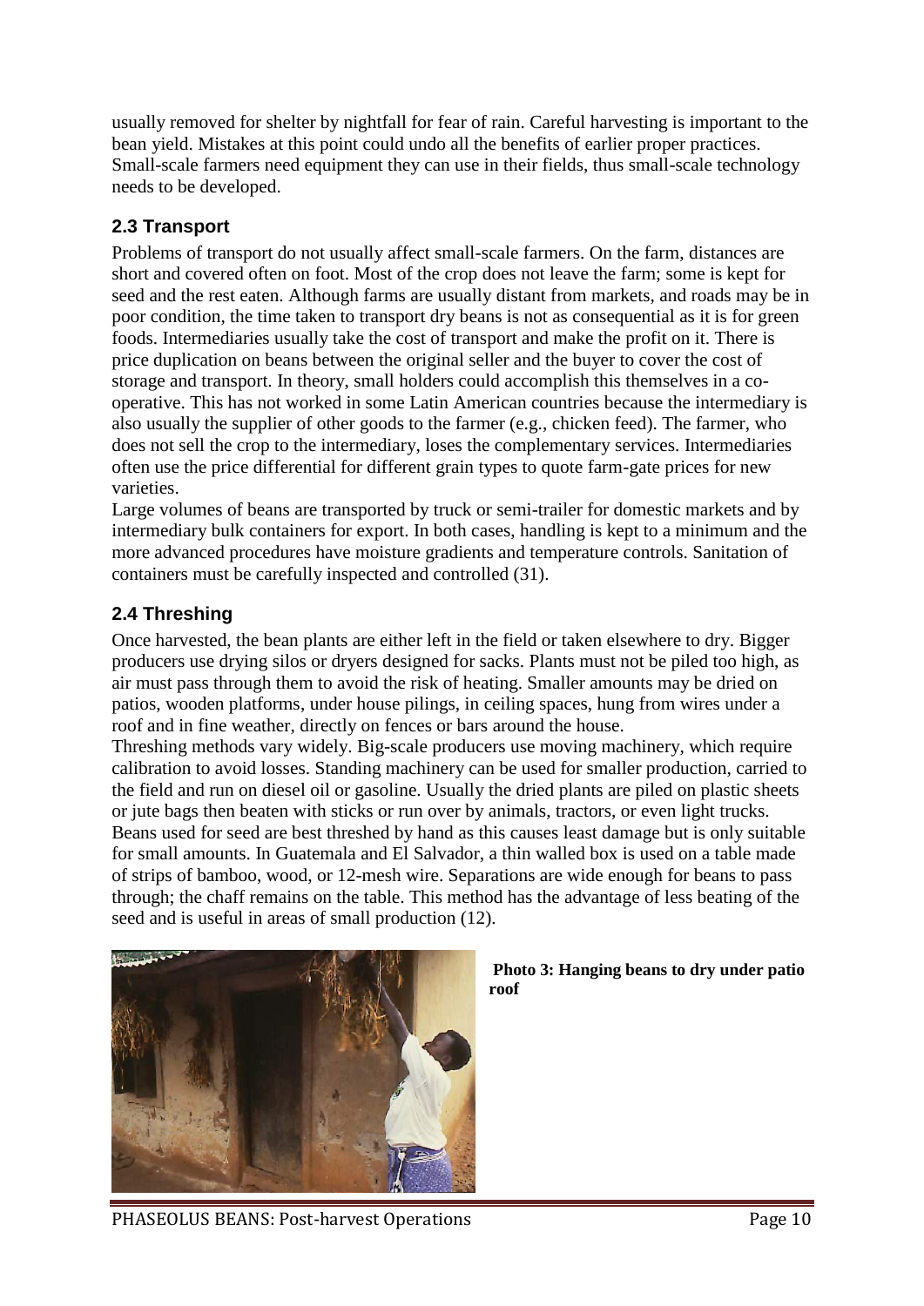usually removed for shelter by nightfall for fear of rain. Careful harvesting is important to the bean yield. Mistakes at this point could undo all the benefits of earlier proper practices. Small-scale farmers need equipment they can use in their fields, thus small-scale technology needs to be developed.

## 2.3 Transport

Problems of transport do not usually affect small-scale farmers. On the farm, distances are short and covered often on foot. Most of the crop does not leave the farm; some is kept for seed and the rest eaten. Although farms are usually distant from markets, and roads may be in poor condition, the time taken to transport dry beans is not as consequential as it is for green foods. Intermediaries usually take the cost of transport and make the profit on it. There is price duplication on beans between the original seller and the buyer to cover the cost of storage and transport. In theory, small holders could accomplish this themselves in a co-operative. This has not worked in some Latin American countries because the intermediary is also usually the supplier of other goods to the farmer (e.g., chicken feed). The farmer, who does not sell the crop to the intermediary, loses the complementary services. Intermediaries often use the price differential for different grain types to quote farm-gate prices for new varieties.

Large volumes of beans are transported by truck or semi-trailer for domestic markets and by intermediary bulk containers for export. In both cases, handling is kept to a minimum and the more advanced procedures have moisture gradients and temperature controls. Sanitation of containers must be carefully inspected and controlled (31).

## 2.4 Threshing

Once harvested, the bean plants are either left in the field or taken elsewhere to dry. Bigger producers use drying silos or dryers designed for sacks. Plants must not be piled too high, as air must pass through them to avoid the risk of heating. Smaller amounts may be dried on patios, wooden platforms, under house pilings, in ceiling spaces, hung from wires under a roof and in fine weather, directly on fences or bars around the house.

Threshing methods vary widely. Big-scale producers use moving machinery, which require calibration to avoid losses. Standing machinery can be used for smaller production, carried to the field and run on diesel oil or gasoline. Usually the dried plants are piled on plastic sheets or jute bags then beaten with sticks or run over by animals, tractors, or even light trucks. Beans used for seed are best threshed by hand as this causes least damage but is only suitable for small amounts. In Guatemala and El Salvador, a thin walled box is used on a table made of strips of bamboo, wood, or 12-mesh wire. Separations are wide enough for beans to pass through; the chaff remains on the table. This method has the advantage of less beating of the seed and is useful in areas of small production (12).

**Photo 3: Hanging beans to dry under patio roof**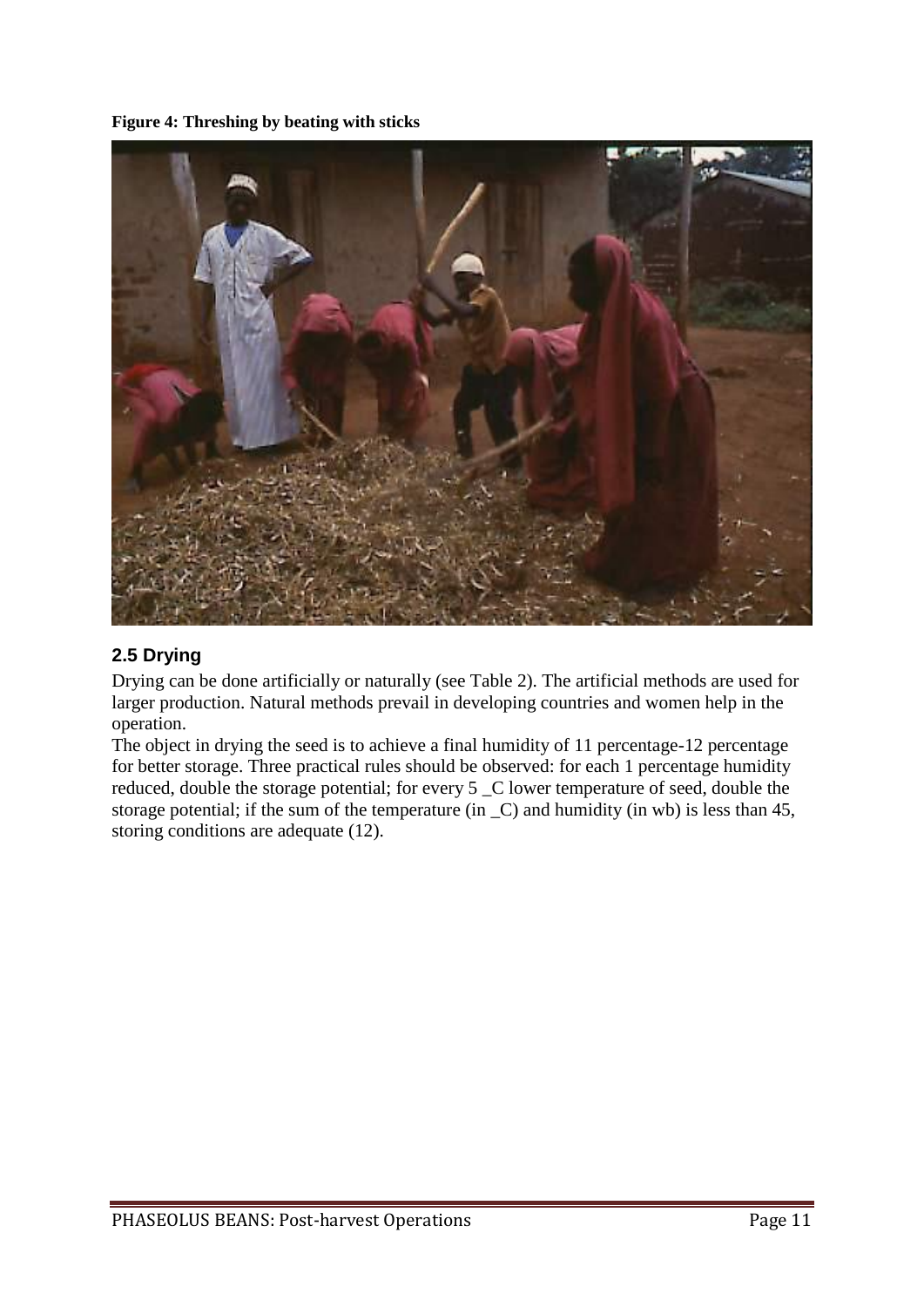**Figure 4: Threshing by beating with sticks**

## 2.5 Drying

Drying can be done artificially or naturally (see Table 2). The artificial methods are used for larger production. Natural methods prevail in developing countries and women help in the operation.

The object in drying the seed is to achieve a final humidity of 11 percentage-12 percentage for better storage. Three practical rules should be observed: for each 1 percentage humidity reduced, double the storage potential; for every 5 _C lower temperature of seed, double the storage potential; if the sum of the temperature (in _C) and humidity (in wb) is less than 45, storing conditions are adequate (12).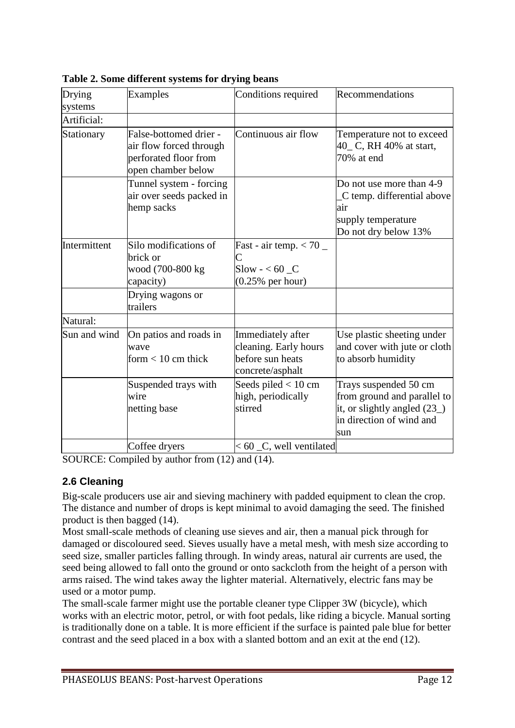**Table 2. Some different systems for drying beans**

| Drying systems | Examples | Conditions required | Recommendations |
|---|---|---|---|
| Artificial: | | | |
| Stationary | False-bottomed drier - air flow forced through perforated floor from open chamber below | Continuous air flow | Temperature not to exceed 40_ C, RH 40% at start, 70% at end |
| | Tunnel system - forcing air over seeds packed in hemp sacks | | Do not use more than 4-9 _C temp. differential above air supply temperature Do not dry below 13% |
| Intermittent | Silo modifications of brick or wood (700-800 kg capacity) | Fast - air temp. < 70 _ C Slow - < 60 _C (0.25% per hour) | |
| | Drying wagons or trailers | | |
| Natural: | | | |
| Sun and wind | On patios and roads in wave form < 10 cm thick | Immediately after cleaning. Early hours before sun heats concrete/asphalt | Use plastic sheeting under and cover with jute or cloth to absorb humidity |
| | Suspended trays with wire netting base | Seeds piled < 10 cm high, periodically stirred | Trays suspended 50 cm from ground and parallel to it, or slightly angled (23_) in direction of wind and sun |
| | Coffee dryers | < 60 _C, well ventilated | |

SOURCE: Compiled by author from (12) and (14).

## 2.6 Cleaning

Big-scale producers use air and sieving machinery with padded equipment to clean the crop. The distance and number of drops is kept minimal to avoid damaging the seed. The finished product is then bagged (14).

Most small-scale methods of cleaning use sieves and air, then a manual pick through for damaged or discoloured seed. Sieves usually have a metal mesh, with mesh size according to seed size, smaller particles falling through. In windy areas, natural air currents are used, the seed being allowed to fall onto the ground or onto sackcloth from the height of a person with arms raised. The wind takes away the lighter material. Alternatively, electric fans may be used or a motor pump.

The small-scale farmer might use the portable cleaner type Clipper 3W (bicycle), which works with an electric motor, petrol, or with foot pedals, like riding a bicycle. Manual sorting is traditionally done on a table. It is more efficient if the surface is painted pale blue for better contrast and the seed placed in a box with a slanted bottom and an exit at the end (12).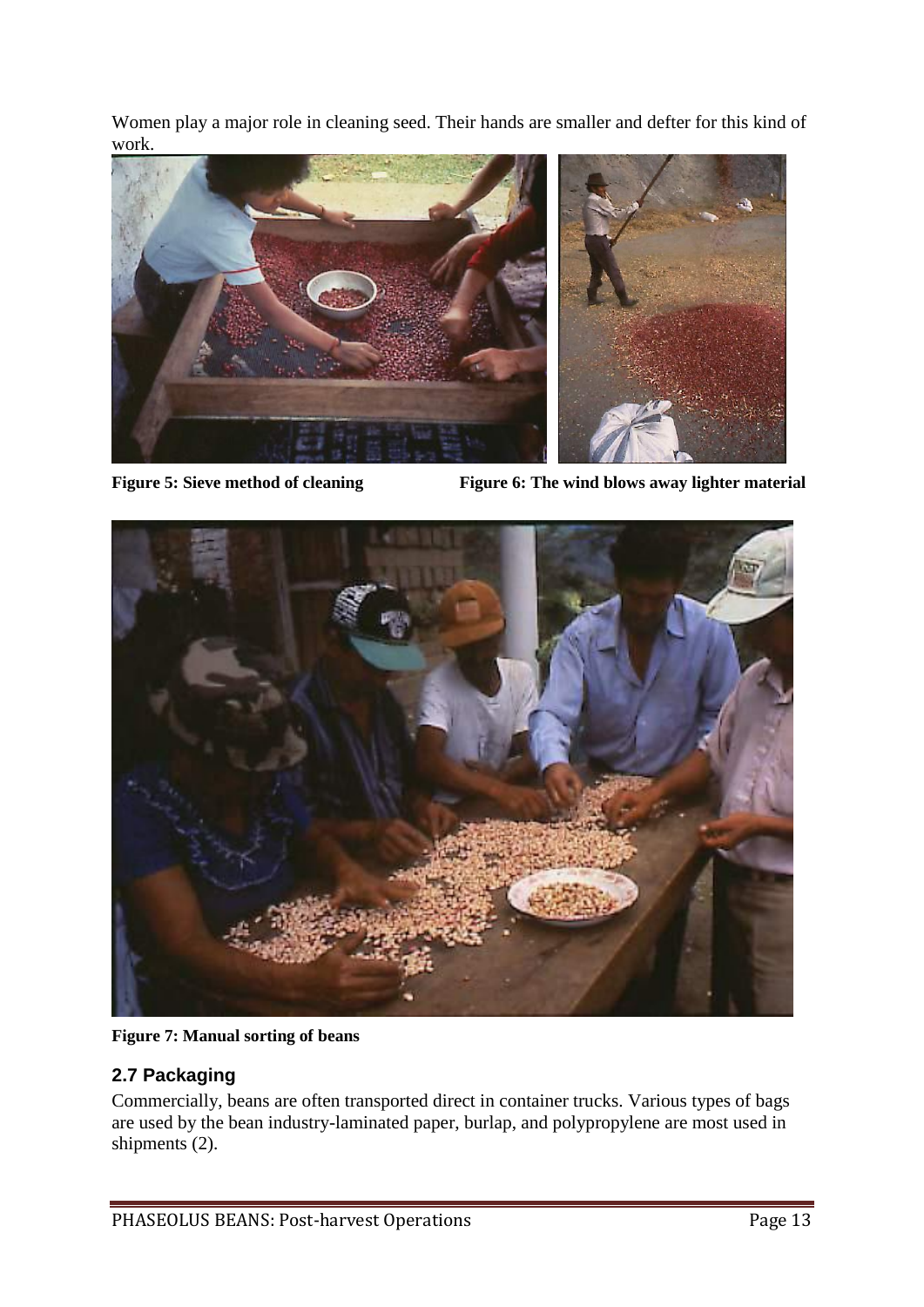Women play a major role in cleaning seed. Their hands are smaller and defter for this kind of work.

**Figure 5: Sieve method of cleaning**

**Figure 6: The wind blows away lighter material**

**Figure 7: Manual sorting of beans**

## 2.7 Packaging

Commercially, beans are often transported direct in container trucks. Various types of bags are used by the bean industry-laminated paper, burlap, and polypropylene are most used in shipments (2).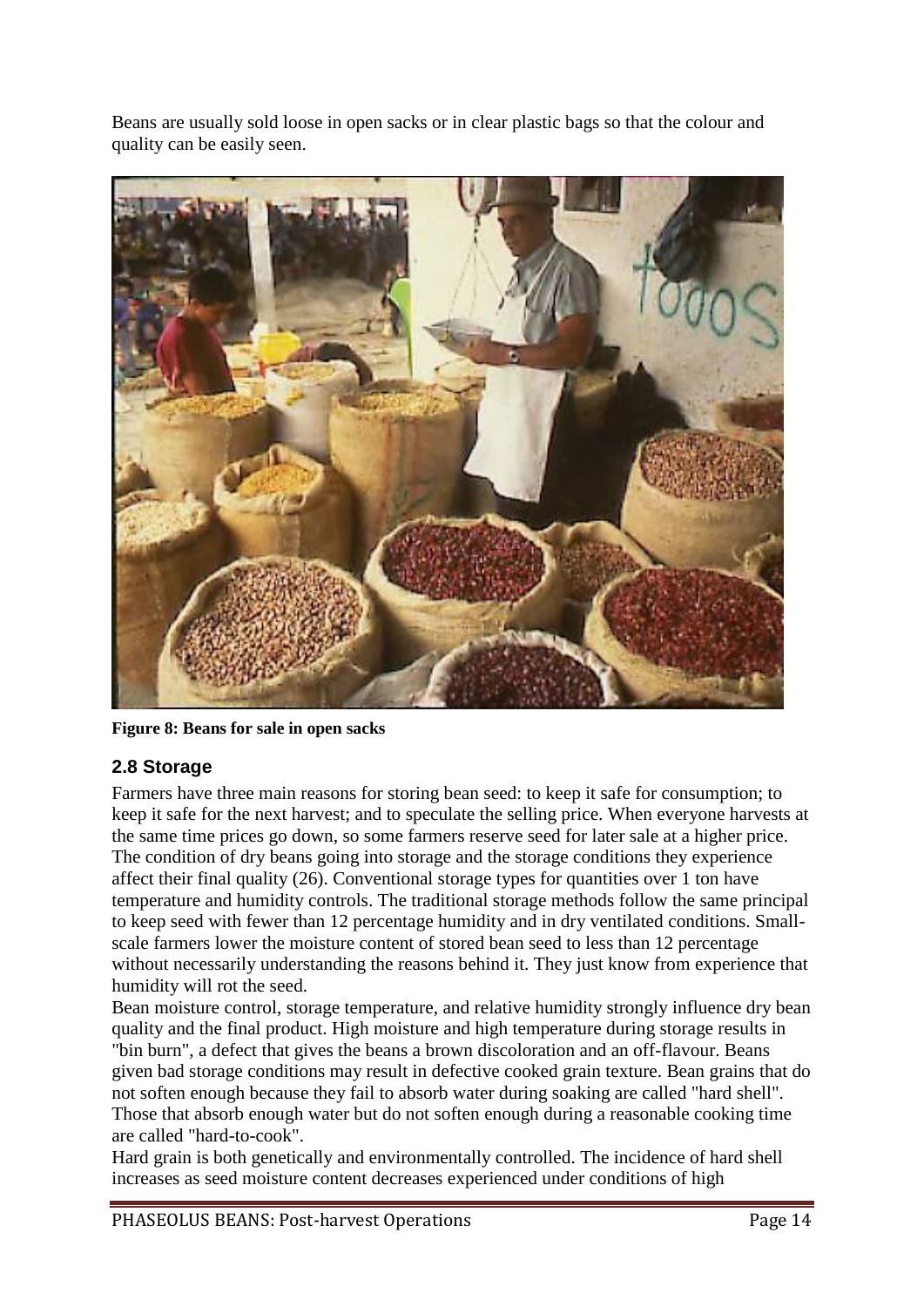Beans are usually sold loose in open sacks or in clear plastic bags so that the colour and quality can be easily seen.

**Figure 8: Beans for sale in open sacks**

## 2.8 Storage

Farmers have three main reasons for storing bean seed: to keep it safe for consumption; to keep it safe for the next harvest; and to speculate the selling price. When everyone harvests at the same time prices go down, so some farmers reserve seed for later sale at a higher price. The condition of dry beans going into storage and the storage conditions they experience affect their final quality (26). Conventional storage types for quantities over 1 ton have temperature and humidity controls. The traditional storage methods follow the same principal to keep seed with fewer than 12 percentage humidity and in dry ventilated conditions. Small-scale farmers lower the moisture content of stored bean seed to less than 12 percentage without necessarily understanding the reasons behind it. They just know from experience that humidity will rot the seed.

Bean moisture control, storage temperature, and relative humidity strongly influence dry bean quality and the final product. High moisture and high temperature during storage results in "bin burn", a defect that gives the beans a brown discoloration and an off-flavour. Beans given bad storage conditions may result in defective cooked grain texture. Bean grains that do not soften enough because they fail to absorb water during soaking are called "hard shell". Those that absorb enough water but do not soften enough during a reasonable cooking time are called "hard-to-cook".

Hard grain is both genetically and environmentally controlled. The incidence of hard shell increases as seed moisture content decreases experienced under conditions of high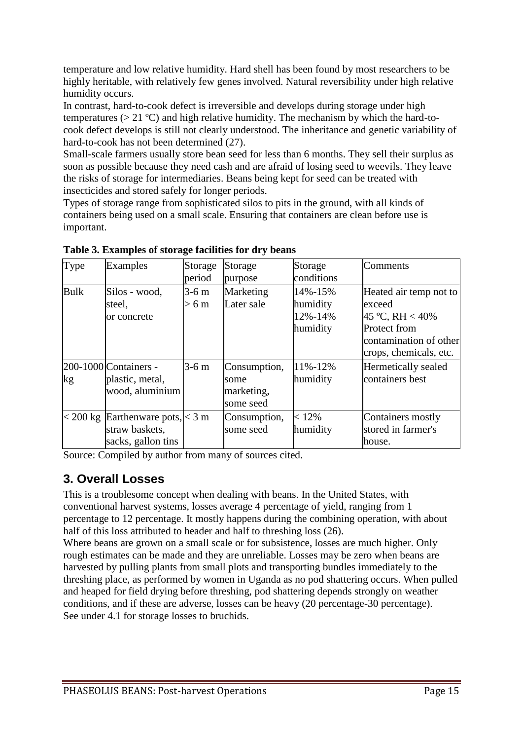temperature and low relative humidity. Hard shell has been found by most researchers to be highly heritable, with relatively few genes involved. Natural reversibility under high relative humidity occurs.

In contrast, hard-to-cook defect is irreversible and develops during storage under high temperatures (> 21 ºC) and high relative humidity. The mechanism by which the hard-to-cook defect develops is still not clearly understood. The inheritance and genetic variability of hard-to-cook has not been determined (27).

Small-scale farmers usually store bean seed for less than 6 months. They sell their surplus as soon as possible because they need cash and are afraid of losing seed to weevils. They leave the risks of storage for intermediaries. Beans being kept for seed can be treated with insecticides and stored safely for longer periods.

Types of storage range from sophisticated silos to pits in the ground, with all kinds of containers being used on a small scale. Ensuring that containers are clean before use is important.

**Table 3. Examples of storage facilities for dry beans**

| Type | Examples | Storage period | Storage purpose | Storage conditions | Comments |
|---|---|---|---|---|---|
| Bulk | Silos - wood, steel, or concrete | 3-6 m<br>> 6 m | Marketing<br>Later sale | 14%-15% humidity<br>12%-14% humidity | Heated air temp not to exceed 45 ºC, RH < 40%<br>Protect from contamination of other crops, chemicals, etc. |
| 200-1000 kg | Containers - plastic, metal, wood, aluminium | 3-6 m | Consumption, some marketing, some seed | 11%-12% humidity | Hermetically sealed containers best |
| < 200 kg | Earthenware pots, straw baskets, sacks, gallon tins | < 3 m | Consumption, some seed | < 12% humidity | Containers mostly stored in farmer's house. |

Source: Compiled by author from many of sources cited.

## 3. Overall Losses

This is a troublesome concept when dealing with beans. In the United States, with conventional harvest systems, losses average 4 percentage of yield, ranging from 1 percentage to 12 percentage. It mostly happens during the combining operation, with about half of this loss attributed to header and half to threshing loss (26).

Where beans are grown on a small scale or for subsistence, losses are much higher. Only rough estimates can be made and they are unreliable. Losses may be zero when beans are harvested by pulling plants from small plots and transporting bundles immediately to the threshing place, as performed by women in Uganda as no pod shattering occurs. When pulled and heaped for field drying before threshing, pod shattering depends strongly on weather conditions, and if these are adverse, losses can be heavy (20 percentage-30 percentage).

See under 4.1 for storage losses to bruchids.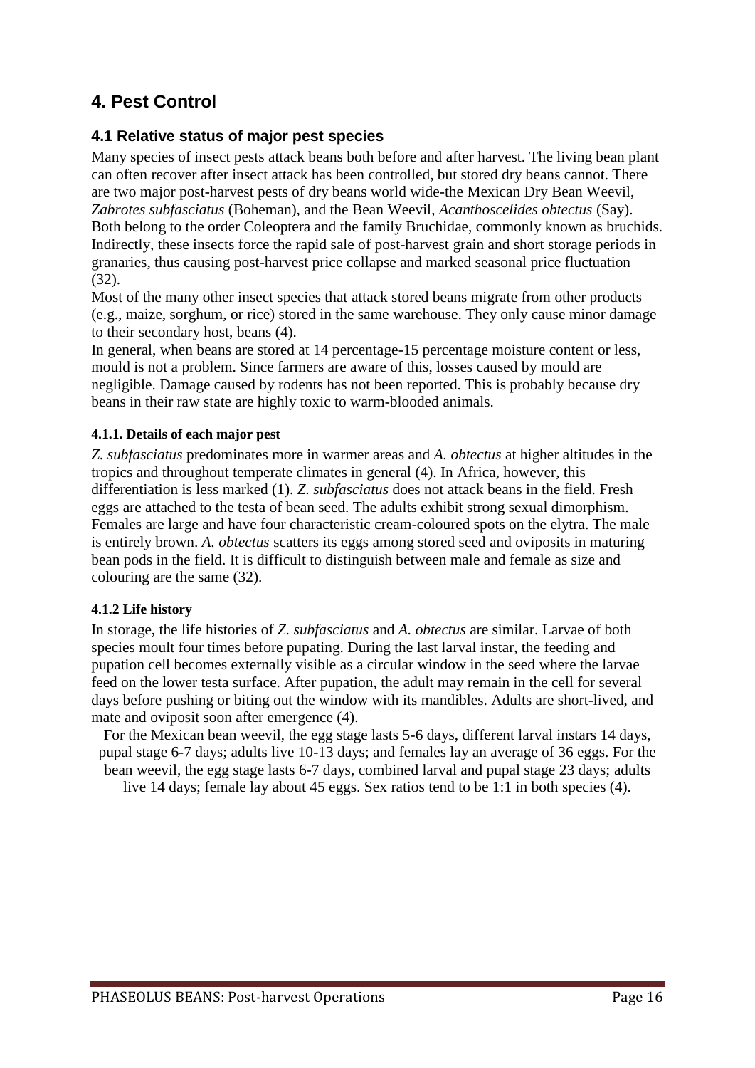# 4. Pest Control

## 4.1 Relative status of major pest species

Many species of insect pests attack beans both before and after harvest. The living bean plant can often recover after insect attack has been controlled, but stored dry beans cannot. There are two major post-harvest pests of dry beans world wide-the Mexican Dry Bean Weevil, *Zabrotes subfasciatus* (Boheman), and the Bean Weevil, *Acanthoscelides obtectus* (Say). Both belong to the order Coleoptera and the family Bruchidae, commonly known as bruchids. Indirectly, these insects force the rapid sale of post-harvest grain and short storage periods in granaries, thus causing post-harvest price collapse and marked seasonal price fluctuation (32).

Most of the many other insect species that attack stored beans migrate from other products (e.g., maize, sorghum, or rice) stored in the same warehouse. They only cause minor damage to their secondary host, beans (4).

In general, when beans are stored at 14 percentage-15 percentage moisture content or less, mould is not a problem. Since farmers are aware of this, losses caused by mould are negligible. Damage caused by rodents has not been reported. This is probably because dry beans in their raw state are highly toxic to warm-blooded animals.

#### 4.1.1. Details of each major pest

*Z. subfasciatus* predominates more in warmer areas and *A. obtectus* at higher altitudes in the tropics and throughout temperate climates in general (4). In Africa, however, this differentiation is less marked (1). *Z. subfasciatus* does not attack beans in the field. Fresh eggs are attached to the testa of bean seed. The adults exhibit strong sexual dimorphism. Females are large and have four characteristic cream-coloured spots on the elytra. The male is entirely brown. *A. obtectus* scatters its eggs among stored seed and oviposits in maturing bean pods in the field. It is difficult to distinguish between male and female as size and colouring are the same (32).

#### 4.1.2 Life history

In storage, the life histories of *Z. subfasciatus* and *A. obtectus* are similar. Larvae of both species moult four times before pupating. During the last larval instar, the feeding and pupation cell becomes externally visible as a circular window in the seed where the larvae feed on the lower testa surface. After pupation, the adult may remain in the cell for several days before pushing or biting out the window with its mandibles. Adults are short-lived, and mate and oviposit soon after emergence (4).

For the Mexican bean weevil, the egg stage lasts 5-6 days, different larval instars 14 days, pupal stage 6-7 days; adults live 10-13 days; and females lay an average of 36 eggs. For the bean weevil, the egg stage lasts 6-7 days, combined larval and pupal stage 23 days; adults live 14 days; female lay about 45 eggs. Sex ratios tend to be 1:1 in both species (4).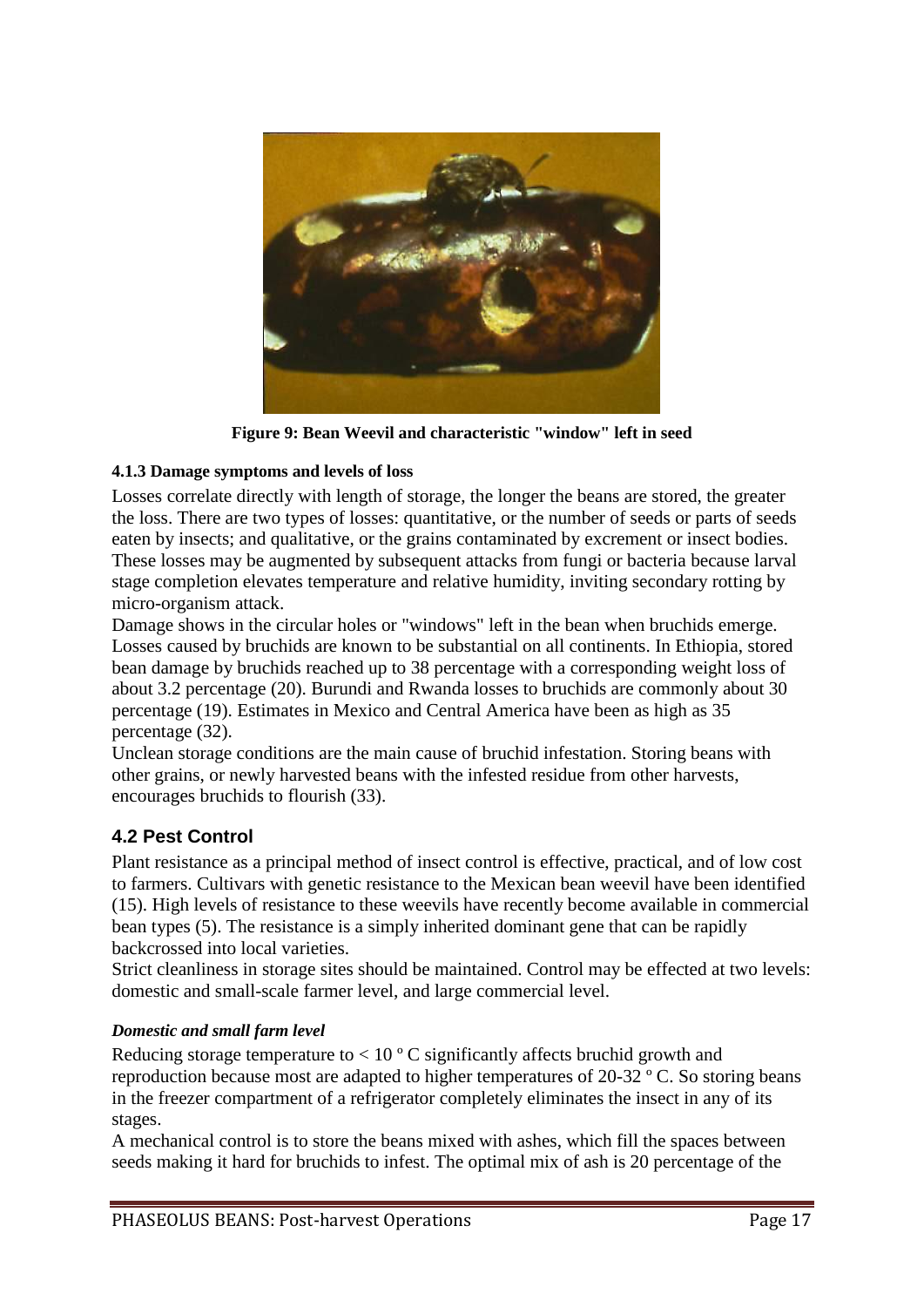Figure 9: Bean Weevil and characteristic "window" left in seed

#### 4.1.3 Damage symptoms and levels of loss

Losses correlate directly with length of storage, the longer the beans are stored, the greater the loss. There are two types of losses: quantitative, or the number of seeds or parts of seeds eaten by insects; and qualitative, or the grains contaminated by excrement or insect bodies. These losses may be augmented by subsequent attacks from fungi or bacteria because larval stage completion elevates temperature and relative humidity, inviting secondary rotting by micro-organism attack.

Damage shows in the circular holes or "windows" left in the bean when bruchids emerge. Losses caused by bruchids are known to be substantial on all continents. In Ethiopia, stored bean damage by bruchids reached up to 38 percentage with a corresponding weight loss of about 3.2 percentage (20). Burundi and Rwanda losses to bruchids are commonly about 30 percentage (19). Estimates in Mexico and Central America have been as high as 35 percentage (32).

Unclean storage conditions are the main cause of bruchid infestation. Storing beans with other grains, or newly harvested beans with the infested residue from other harvests, encourages bruchids to flourish (33).

## 4.2 Pest Control

Plant resistance as a principal method of insect control is effective, practical, and of low cost to farmers. Cultivars with genetic resistance to the Mexican bean weevil have been identified (15). High levels of resistance to these weevils have recently become available in commercial bean types (5). The resistance is a simply inherited dominant gene that can be rapidly backcrossed into local varieties.

Strict cleanliness in storage sites should be maintained. Control may be effected at two levels: domestic and small-scale farmer level, and large commercial level.

***Domestic and small farm level***

Reducing storage temperature to < 10 º C significantly affects bruchid growth and reproduction because most are adapted to higher temperatures of 20-32 º C. So storing beans in the freezer compartment of a refrigerator completely eliminates the insect in any of its stages.

A mechanical control is to store the beans mixed with ashes, which fill the spaces between seeds making it hard for bruchids to infest. The optimal mix of ash is 20 percentage of the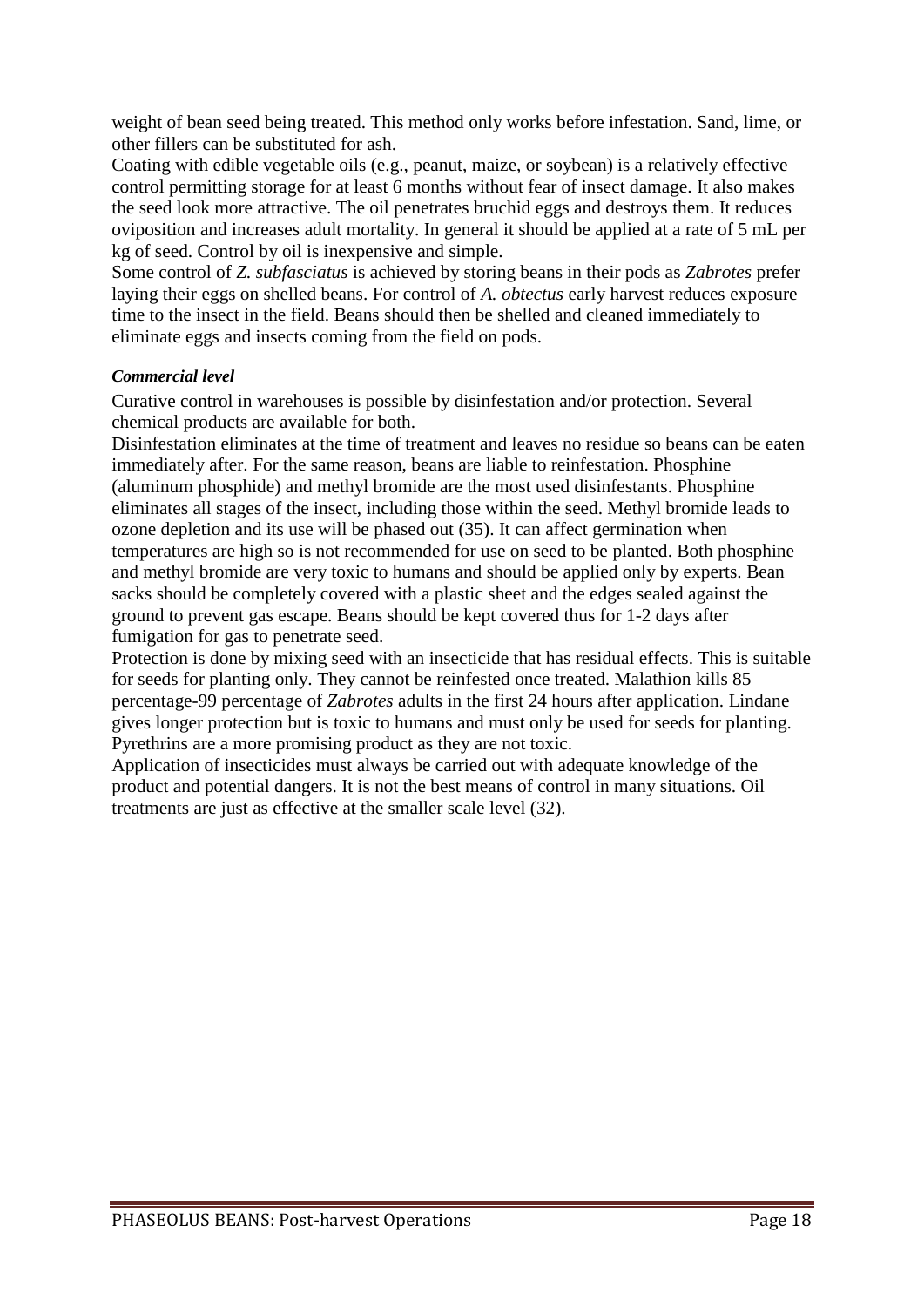weight of bean seed being treated. This method only works before infestation. Sand, lime, or other fillers can be substituted for ash.

Coating with edible vegetable oils (e.g., peanut, maize, or soybean) is a relatively effective control permitting storage for at least 6 months without fear of insect damage. It also makes the seed look more attractive. The oil penetrates bruchid eggs and destroys them. It reduces oviposition and increases adult mortality. In general it should be applied at a rate of 5 mL per kg of seed. Control by oil is inexpensive and simple.

Some control of *Z. subfasciatus* is achieved by storing beans in their pods as *Zabrotes* prefer laying their eggs on shelled beans. For control of *A. obtectus* early harvest reduces exposure time to the insect in the field. Beans should then be shelled and cleaned immediately to eliminate eggs and insects coming from the field on pods.

#### *Commercial level*

Curative control in warehouses is possible by disinfestation and/or protection. Several chemical products are available for both.

Disinfestation eliminates at the time of treatment and leaves no residue so beans can be eaten immediately after. For the same reason, beans are liable to reinfestation. Phosphine (aluminum phosphide) and methyl bromide are the most used disinfestants. Phosphine eliminates all stages of the insect, including those within the seed. Methyl bromide leads to ozone depletion and its use will be phased out (35). It can affect germination when temperatures are high so is not recommended for use on seed to be planted. Both phosphine and methyl bromide are very toxic to humans and should be applied only by experts. Bean sacks should be completely covered with a plastic sheet and the edges sealed against the ground to prevent gas escape. Beans should be kept covered thus for 1-2 days after fumigation for gas to penetrate seed.

Protection is done by mixing seed with an insecticide that has residual effects. This is suitable for seeds for planting only. They cannot be reinfested once treated. Malathion kills 85 percentage-99 percentage of *Zabrotes* adults in the first 24 hours after application. Lindane gives longer protection but is toxic to humans and must only be used for seeds for planting. Pyrethrins are a more promising product as they are not toxic.

Application of insecticides must always be carried out with adequate knowledge of the product and potential dangers. It is not the best means of control in many situations. Oil treatments are just as effective at the smaller scale level (32).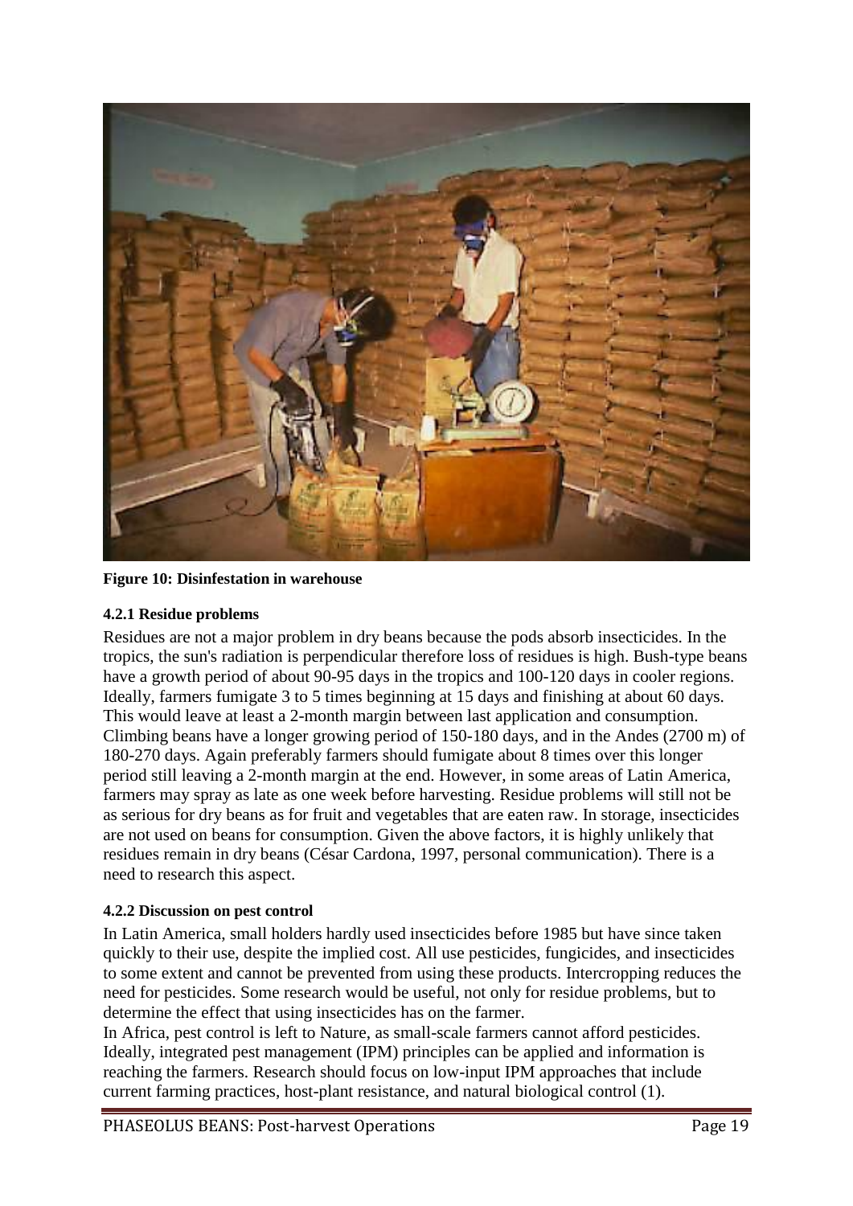**Figure 10: Disinfestation in warehouse**

#### 4.2.1 Residue problems

Residues are not a major problem in dry beans because the pods absorb insecticides. In the tropics, the sun's radiation is perpendicular therefore loss of residues is high. Bush-type beans have a growth period of about 90-95 days in the tropics and 100-120 days in cooler regions. Ideally, farmers fumigate 3 to 5 times beginning at 15 days and finishing at about 60 days. This would leave at least a 2-month margin between last application and consumption. Climbing beans have a longer growing period of 150-180 days, and in the Andes (2700 m) of 180-270 days. Again preferably farmers should fumigate about 8 times over this longer period still leaving a 2-month margin at the end. However, in some areas of Latin America, farmers may spray as late as one week before harvesting. Residue problems will still not be as serious for dry beans as for fruit and vegetables that are eaten raw. In storage, insecticides are not used on beans for consumption. Given the above factors, it is highly unlikely that residues remain in dry beans (César Cardona, 1997, personal communication). There is a need to research this aspect.

#### 4.2.2 Discussion on pest control

In Latin America, small holders hardly used insecticides before 1985 but have since taken quickly to their use, despite the implied cost. All use pesticides, fungicides, and insecticides to some extent and cannot be prevented from using these products. Intercropping reduces the need for pesticides. Some research would be useful, not only for residue problems, but to determine the effect that using insecticides has on the farmer.

In Africa, pest control is left to Nature, as small-scale farmers cannot afford pesticides. Ideally, integrated pest management (IPM) principles can be applied and information is reaching the farmers. Research should focus on low-input IPM approaches that include current farming practices, host-plant resistance, and natural biological control (1).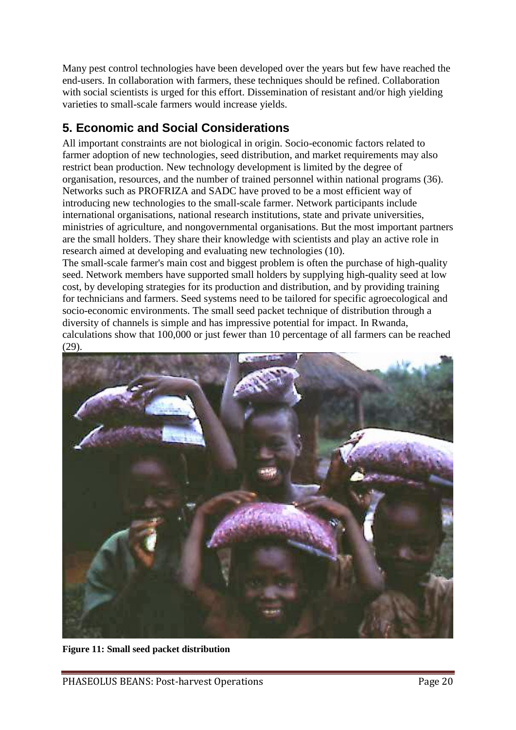Many pest control technologies have been developed over the years but few have reached the end-users. In collaboration with farmers, these techniques should be refined. Collaboration with social scientists is urged for this effort. Dissemination of resistant and/or high yielding varieties to small-scale farmers would increase yields.

## 5. Economic and Social Considerations

All important constraints are not biological in origin. Socio-economic factors related to farmer adoption of new technologies, seed distribution, and market requirements may also restrict bean production. New technology development is limited by the degree of organisation, resources, and the number of trained personnel within national programs (36). Networks such as PROFRIZA and SADC have proved to be a most efficient way of introducing new technologies to the small-scale farmer. Network participants include international organisations, national research institutions, state and private universities, ministries of agriculture, and nongovernmental organisations. But the most important partners are the small holders. They share their knowledge with scientists and play an active role in research aimed at developing and evaluating new technologies (10).

The small-scale farmer's main cost and biggest problem is often the purchase of high-quality seed. Network members have supported small holders by supplying high-quality seed at low cost, by developing strategies for its production and distribution, and by providing training for technicians and farmers. Seed systems need to be tailored for specific agroecological and socio-economic environments. The small seed packet technique of distribution through a diversity of channels is simple and has impressive potential for impact. In Rwanda, calculations show that 100,000 or just fewer than 10 percentage of all farmers can be reached (29).

**Figure 11: Small seed packet distribution**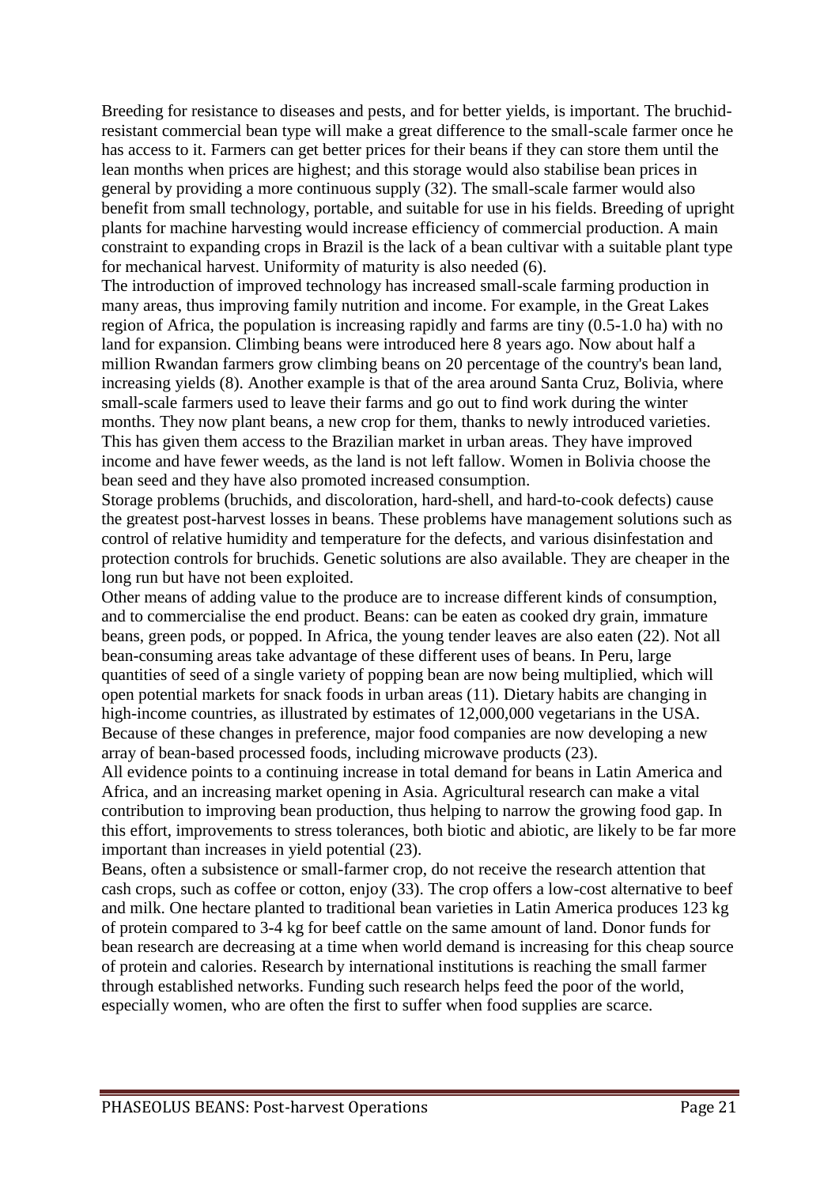Breeding for resistance to diseases and pests, and for better yields, is important. The bruchid-resistant commercial bean type will make a great difference to the small-scale farmer once he has access to it. Farmers can get better prices for their beans if they can store them until the lean months when prices are highest; and this storage would also stabilise bean prices in general by providing a more continuous supply (32). The small-scale farmer would also benefit from small technology, portable, and suitable for use in his fields. Breeding of upright plants for machine harvesting would increase efficiency of commercial production. A main constraint to expanding crops in Brazil is the lack of a bean cultivar with a suitable plant type for mechanical harvest. Uniformity of maturity is also needed (6).

The introduction of improved technology has increased small-scale farming production in many areas, thus improving family nutrition and income. For example, in the Great Lakes region of Africa, the population is increasing rapidly and farms are tiny (0.5-1.0 ha) with no land for expansion. Climbing beans were introduced here 8 years ago. Now about half a million Rwandan farmers grow climbing beans on 20 percentage of the country's bean land, increasing yields (8). Another example is that of the area around Santa Cruz, Bolivia, where small-scale farmers used to leave their farms and go out to find work during the winter months. They now plant beans, a new crop for them, thanks to newly introduced varieties. This has given them access to the Brazilian market in urban areas. They have improved income and have fewer weeds, as the land is not left fallow. Women in Bolivia choose the bean seed and they have also promoted increased consumption.

Storage problems (bruchids, and discoloration, hard-shell, and hard-to-cook defects) cause the greatest post-harvest losses in beans. These problems have management solutions such as control of relative humidity and temperature for the defects, and various disinfestation and protection controls for bruchids. Genetic solutions are also available. They are cheaper in the long run but have not been exploited.

Other means of adding value to the produce are to increase different kinds of consumption, and to commercialise the end product. Beans: can be eaten as cooked dry grain, immature beans, green pods, or popped. In Africa, the young tender leaves are also eaten (22). Not all bean-consuming areas take advantage of these different uses of beans. In Peru, large quantities of seed of a single variety of popping bean are now being multiplied, which will open potential markets for snack foods in urban areas (11). Dietary habits are changing in high-income countries, as illustrated by estimates of 12,000,000 vegetarians in the USA. Because of these changes in preference, major food companies are now developing a new array of bean-based processed foods, including microwave products (23).

All evidence points to a continuing increase in total demand for beans in Latin America and Africa, and an increasing market opening in Asia. Agricultural research can make a vital contribution to improving bean production, thus helping to narrow the growing food gap. In this effort, improvements to stress tolerances, both biotic and abiotic, are likely to be far more important than increases in yield potential (23).

Beans, often a subsistence or small-farmer crop, do not receive the research attention that cash crops, such as coffee or cotton, enjoy (33). The crop offers a low-cost alternative to beef and milk. One hectare planted to traditional bean varieties in Latin America produces 123 kg of protein compared to 3-4 kg for beef cattle on the same amount of land. Donor funds for bean research are decreasing at a time when world demand is increasing for this cheap source of protein and calories. Research by international institutions is reaching the small farmer through established networks. Funding such research helps feed the poor of the world, especially women, who are often the first to suffer when food supplies are scarce.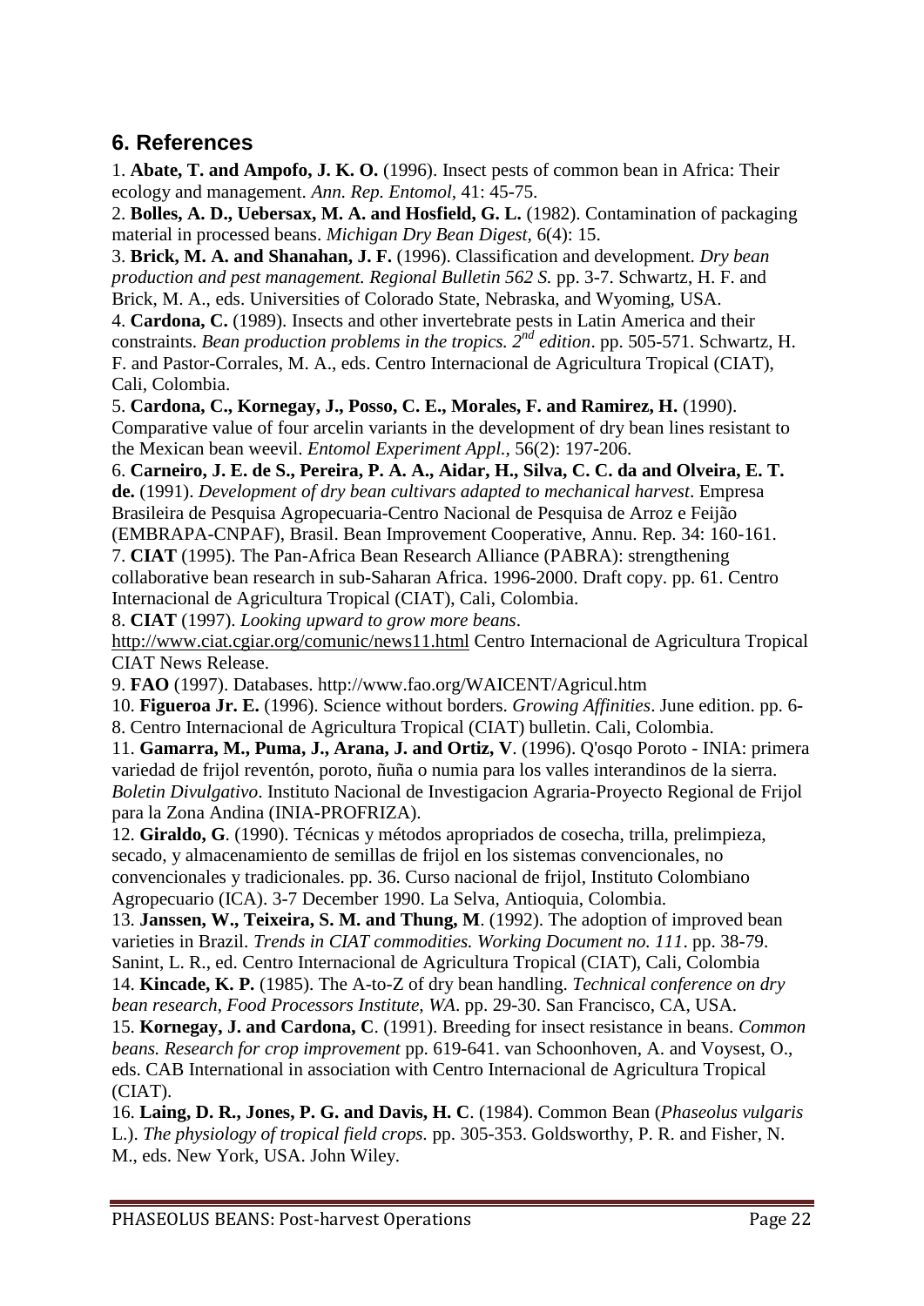## 6. References

1. **Abate, T. and Ampofo, J. K. O.** (1996). Insect pests of common bean in Africa: Their ecology and management. *Ann. Rep. Entomol*, 41: 45-75.

2. **Bolles, A. D., Uebersax, M. A. and Hosfield, G. L.** (1982). Contamination of packaging material in processed beans. *Michigan Dry Bean Digest*, 6(4): 15.

3. **Brick, M. A. and Shanahan, J. F.** (1996). Classification and development. *Dry bean production and pest management. Regional Bulletin 562 S.* pp. 3-7. Schwartz, H. F. and Brick, M. A., eds. Universities of Colorado State, Nebraska, and Wyoming, USA.

4. **Cardona, C.** (1989). Insects and other invertebrate pests in Latin America and their constraints. *Bean production problems in the tropics. 2nd edition*. pp. 505-571. Schwartz, H. F. and Pastor-Corrales, M. A., eds. Centro Internacional de Agricultura Tropical (CIAT), Cali, Colombia.

5. **Cardona, C., Kornegay, J., Posso, C. E., Morales, F. and Ramirez, H.** (1990). Comparative value of four arcelin variants in the development of dry bean lines resistant to the Mexican bean weevil. *Entomol Experiment Appl.,* 56(2): 197-206.

6. **Carneiro, J. E. de S., Pereira, P. A. A., Aidar, H., Silva, C. C. da and Olveira, E. T. de.** (1991). *Development of dry bean cultivars adapted to mechanical harvest*. Empresa Brasileira de Pesquisa Agropecuaria-Centro Nacional de Pesquisa de Arroz e Feijão (EMBRAPA-CNPAF), Brasil. Bean Improvement Cooperative, Annu. Rep. 34: 160-161.

7. **CIAT** (1995). The Pan-Africa Bean Research Alliance (PABRA): strengthening collaborative bean research in sub-Saharan Africa. 1996-2000. Draft copy. pp. 61. Centro Internacional de Agricultura Tropical (CIAT), Cali, Colombia.

8. **CIAT** (1997). *Looking upward to grow more beans*. http://www.ciat.cgiar.org/comunic/news11.html Centro Internacional de Agricultura Tropical CIAT News Release.

9. **FAO** (1997). Databases. http://www.fao.org/WAICENT/Agricul.htm

10. **Figueroa Jr. E.** (1996). Science without borders. *Growing Affinities*. June edition. pp. 6-8. Centro Internacional de Agricultura Tropical (CIAT) bulletin. Cali, Colombia.

11. **Gamarra, M., Puma, J., Arana, J. and Ortiz, V**. (1996). Q'osqo Poroto - INIA: primera variedad de frijol reventón, poroto, ñuña o numia para los valles interandinos de la sierra. *Boletin Divulgativo*. Instituto Nacional de Investigacion Agraria-Proyecto Regional de Frijol para la Zona Andina (INIA-PROFRIZA).

12. **Giraldo, G**. (1990). Técnicas y métodos apropriados de cosecha, trilla, prelimpieza, secado, y almacenamiento de semillas de frijol en los sistemas convencionales, no convencionales y tradicionales. pp. 36. Curso nacional de frijol, Instituto Colombiano Agropecuario (ICA). 3-7 December 1990. La Selva, Antioquia, Colombia.

13. **Janssen, W., Teixeira, S. M. and Thung, M**. (1992). The adoption of improved bean varieties in Brazil. *Trends in CIAT commodities. Working Document no. 111*. pp. 38-79. Sanint, L. R., ed. Centro Internacional de Agricultura Tropical (CIAT), Cali, Colombia

14. **Kincade, K. P.** (1985). The A-to-Z of dry bean handling. *Technical conference on dry bean research, Food Processors Institute, WA*. pp. 29-30. San Francisco, CA, USA.

15. **Kornegay, J. and Cardona, C**. (1991). Breeding for insect resistance in beans. *Common beans. Research for crop improvement* pp. 619-641. van Schoonhoven, A. and Voysest, O., eds. CAB International in association with Centro Internacional de Agricultura Tropical (CIAT).

16. **Laing, D. R., Jones, P. G. and Davis, H. C**. (1984). Common Bean (*Phaseolus vulgaris* L.). *The physiology of tropical field crops.* pp. 305-353. Goldsworthy, P. R. and Fisher, N. M., eds. New York, USA. John Wiley.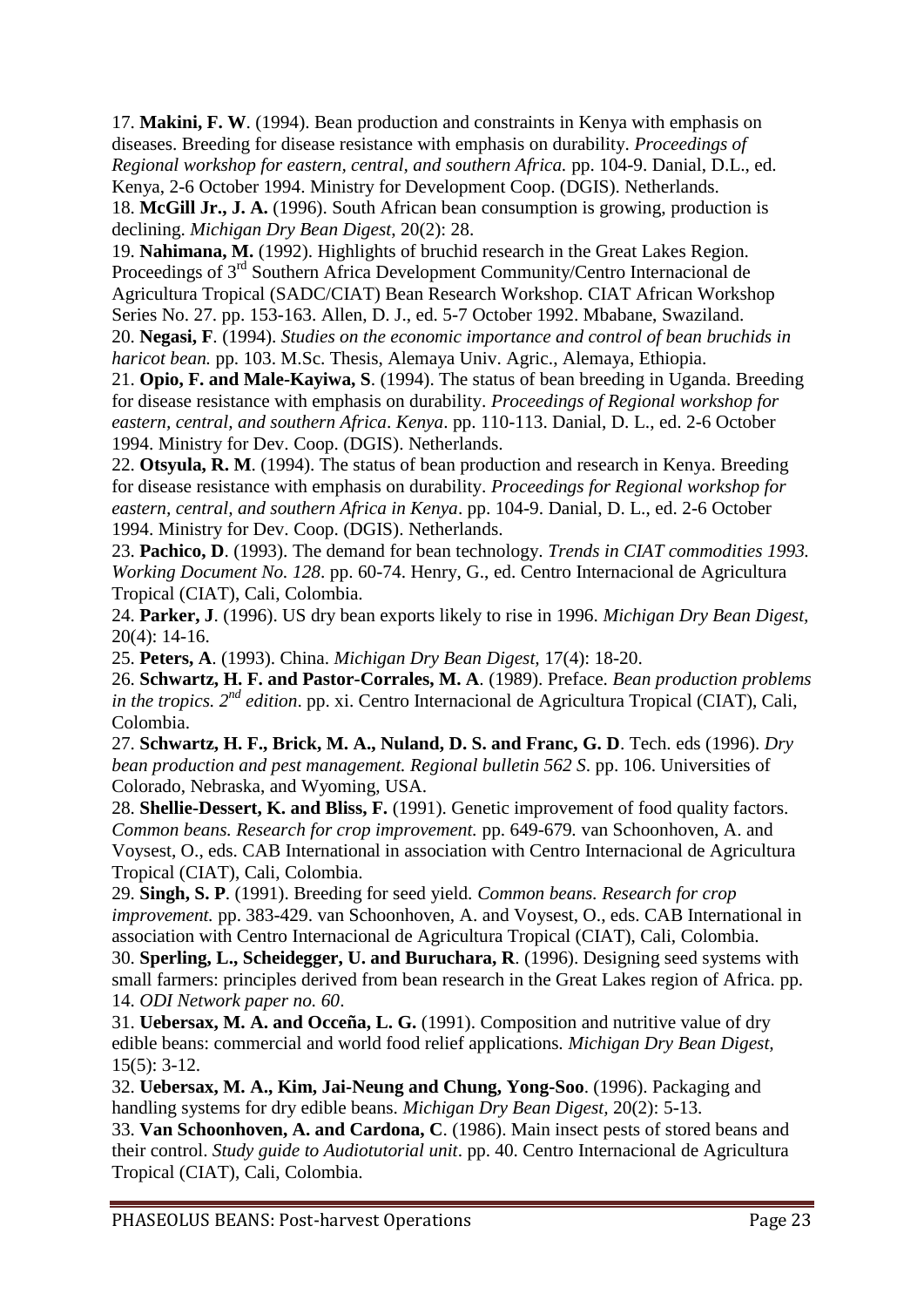17. **Makini, F. W**. (1994). Bean production and constraints in Kenya with emphasis on diseases. Breeding for disease resistance with emphasis on durability. *Proceedings of Regional workshop for eastern, central, and southern Africa.* pp. 104-9. Danial, D.L., ed. Kenya, 2-6 October 1994. Ministry for Development Coop. (DGIS). Netherlands.

18. **McGill Jr., J. A.** (1996). South African bean consumption is growing, production is declining. *Michigan Dry Bean Digest*, 20(2): 28.

19. **Nahimana, M.** (1992). Highlights of bruchid research in the Great Lakes Region. Proceedings of 3rd Southern Africa Development Community/Centro Internacional de Agricultura Tropical (SADC/CIAT) Bean Research Workshop. CIAT African Workshop Series No. 27. pp. 153-163. Allen, D. J., ed. 5-7 October 1992. Mbabane, Swaziland.

20. **Negasi, F**. (1994). *Studies on the economic importance and control of bean bruchids in haricot bean.* pp. 103. M.Sc. Thesis, Alemaya Univ. Agric., Alemaya, Ethiopia.

21. **Opio, F. and Male-Kayiwa, S**. (1994). The status of bean breeding in Uganda. Breeding for disease resistance with emphasis on durability. *Proceedings of Regional workshop for eastern, central, and southern Africa*. *Kenya*. pp. 110-113. Danial, D. L., ed. 2-6 October 1994. Ministry for Dev. Coop. (DGIS). Netherlands.

22. **Otsyula, R. M**. (1994). The status of bean production and research in Kenya. Breeding for disease resistance with emphasis on durability. *Proceedings for Regional workshop for eastern, central, and southern Africa in Kenya*. pp. 104-9. Danial, D. L., ed. 2-6 October 1994. Ministry for Dev. Coop. (DGIS). Netherlands.

23. **Pachico, D**. (1993). The demand for bean technology. *Trends in CIAT commodities 1993. Working Document No. 128*. pp. 60-74. Henry, G., ed. Centro Internacional de Agricultura Tropical (CIAT), Cali, Colombia.

24. **Parker, J**. (1996). US dry bean exports likely to rise in 1996. *Michigan Dry Bean Digest,* 20(4): 14-16.

25. **Peters, A**. (1993). China. *Michigan Dry Bean Digest,* 17(4): 18-20.

26. **Schwartz, H. F. and Pastor-Corrales, M. A**. (1989). Preface. *Bean production problems in the tropics. 2nd edition*. pp. xi. Centro Internacional de Agricultura Tropical (CIAT), Cali, Colombia.

27. **Schwartz, H. F., Brick, M. A., Nuland, D. S. and Franc, G. D**. Tech. eds (1996). *Dry bean production and pest management. Regional bulletin 562 S*. pp. 106. Universities of Colorado, Nebraska, and Wyoming, USA.

28. **Shellie-Dessert, K. and Bliss, F.** (1991). Genetic improvement of food quality factors. *Common beans. Research for crop improvement.* pp. 649-679. van Schoonhoven, A. and Voysest, O., eds. CAB International in association with Centro Internacional de Agricultura Tropical (CIAT), Cali, Colombia.

29. **Singh, S. P**. (1991). Breeding for seed yield. *Common beans. Research for crop improvement.* pp. 383-429. van Schoonhoven, A. and Voysest, O., eds. CAB International in association with Centro Internacional de Agricultura Tropical (CIAT), Cali, Colombia.

30. **Sperling, L., Scheidegger, U. and Buruchara, R**. (1996). Designing seed systems with small farmers: principles derived from bean research in the Great Lakes region of Africa. pp. 14. *ODI Network paper no. 60*.

31. **Uebersax, M. A. and Occeña, L. G.** (1991). Composition and nutritive value of dry edible beans: commercial and world food relief applications. *Michigan Dry Bean Digest,* 15(5): 3-12.

32. **Uebersax, M. A., Kim, Jai-Neung and Chung, Yong-Soo**. (1996). Packaging and handling systems for dry edible beans. *Michigan Dry Bean Digest,* 20(2): 5-13.

33. **Van Schoonhoven, A. and Cardona, C**. (1986). Main insect pests of stored beans and their control. *Study guide to Audiotutorial unit*. pp. 40. Centro Internacional de Agricultura Tropical (CIAT), Cali, Colombia.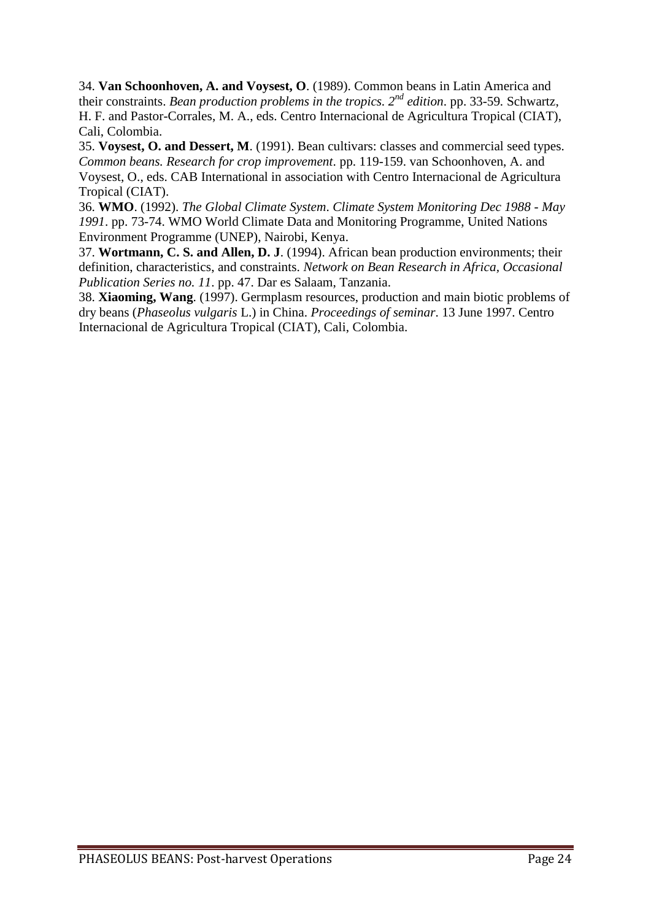34. **Van Schoonhoven, A. and Voysest, O**. (1989). Common beans in Latin America and their constraints. *Bean production problems in the tropics. 2nd edition*. pp. 33-59. Schwartz, H. F. and Pastor-Corrales, M. A., eds. Centro Internacional de Agricultura Tropical (CIAT), Cali, Colombia.

35. **Voysest, O. and Dessert, M**. (1991). Bean cultivars: classes and commercial seed types. *Common beans. Research for crop improvement*. pp. 119-159. van Schoonhoven, A. and Voysest, O., eds. CAB International in association with Centro Internacional de Agricultura Tropical (CIAT).

36. **WMO**. (1992). *The Global Climate System. Climate System Monitoring Dec 1988 - May 1991*. pp. 73-74. WMO World Climate Data and Monitoring Programme, United Nations Environment Programme (UNEP), Nairobi, Kenya.

37. **Wortmann, C. S. and Allen, D. J**. (1994). African bean production environments; their definition, characteristics, and constraints. *Network on Bean Research in Africa, Occasional Publication Series no. 11*. pp. 47. Dar es Salaam, Tanzania.

38. **Xiaoming, Wang**. (1997). Germplasm resources, production and main biotic problems of dry beans (*Phaseolus vulgaris* L.) in China. *Proceedings of seminar*. 13 June 1997. Centro Internacional de Agricultura Tropical (CIAT), Cali, Colombia.